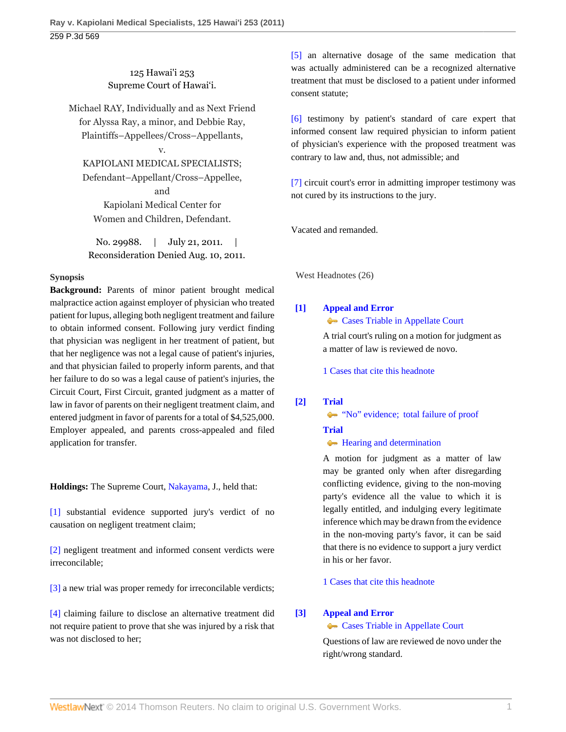125 Hawai'i 253
Supreme Court of Hawai'i.

Michael RAY, Individually and as Next Friend for Alyssa Ray, a minor, and Debbie Ray, Plaintiffs–Appellees/Cross–Appellants,
v.
KAPIOLANI MEDICAL SPECIALISTS; Defendant–Appellant/Cross–Appellee,
and
Kapiolani Medical Center for Women and Children, Defendant.

No. 29988. | July 21, 2011. | Reconsideration Denied Aug. 10, 2011.

**Synopsis**

**Background:** Parents of minor patient brought medical malpractice action against employer of physician who treated patient for lupus, alleging both negligent treatment and failure to obtain informed consent. Following jury verdict finding that physician was negligent in her treatment of patient, but that her negligence was not a legal cause of patient's injuries, and that physician failed to properly inform parents, and that her failure to do so was a legal cause of patient's injuries, the Circuit Court, First Circuit, granted judgment as a matter of law in favor of parents on their negligent treatment claim, and entered judgment in favor of parents for a total of $4,525,000. Employer appealed, and parents cross-appealed and filed application for transfer.

**Holdings:** The Supreme Court, Nakayama, J., held that:

[1] substantial evidence supported jury's verdict of no causation on negligent treatment claim;

[2] negligent treatment and informed consent verdicts were irreconcilable;

[3] a new trial was proper remedy for irreconcilable verdicts;

[4] claiming failure to disclose an alternative treatment did not require patient to prove that she was injured by a risk that was not disclosed to her;

[5] an alternative dosage of the same medication that was actually administered can be a recognized alternative treatment that must be disclosed to a patient under informed consent statute;

[6] testimony by patient's standard of care expert that informed consent law required physician to inform patient of physician's experience with the proposed treatment was contrary to law and, thus, not admissible; and

[7] circuit court's error in admitting improper testimony was not cured by its instructions to the jury.

Vacated and remanded.

West Headnotes (26)

**[1] Appeal and Error**
Cases Triable in Appellate Court

A trial court's ruling on a motion for judgment as a matter of law is reviewed de novo.

1 Cases that cite this headnote

**[2] Trial**
"No" evidence; total failure of proof

**Trial**
Hearing and determination

A motion for judgment as a matter of law may be granted only when after disregarding conflicting evidence, giving to the non-moving party's evidence all the value to which it is legally entitled, and indulging every legitimate inference which may be drawn from the evidence in the non-moving party's favor, it can be said that there is no evidence to support a jury verdict in his or her favor.

1 Cases that cite this headnote

**[3] Appeal and Error**
Cases Triable in Appellate Court

Questions of law are reviewed de novo under the right/wrong standard.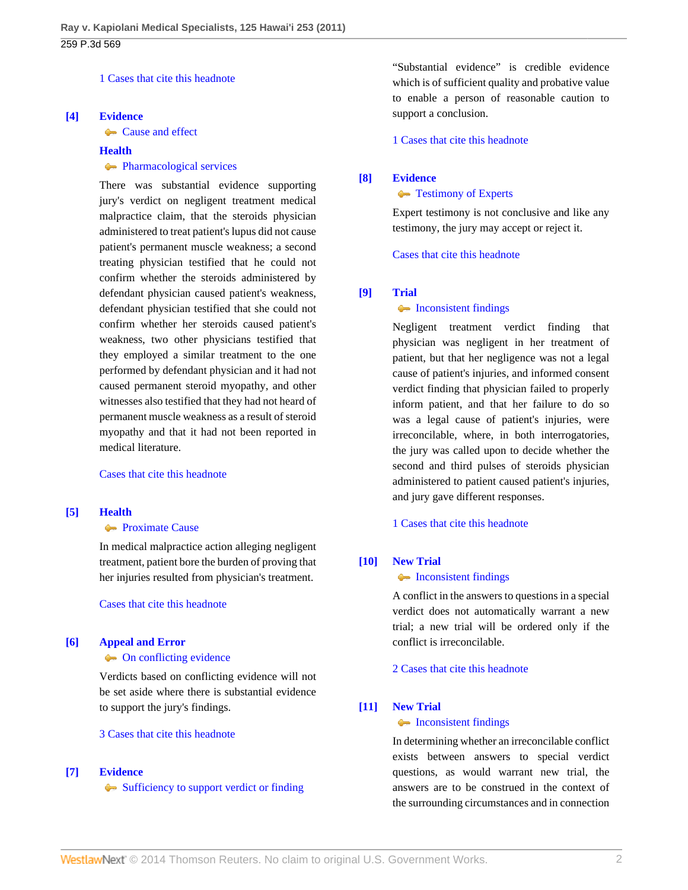1 Cases that cite this headnote

**[4]** **Evidence**
Cause and effect
**Health**
Pharmacological services

There was substantial evidence supporting jury's verdict on negligent treatment medical malpractice claim, that the steroids physician administered to treat patient's lupus did not cause patient's permanent muscle weakness; a second treating physician testified that he could not confirm whether the steroids administered by defendant physician caused patient's weakness, defendant physician testified that she could not confirm whether her steroids caused patient's weakness, two other physicians testified that they employed a similar treatment to the one performed by defendant physician and it had not caused permanent steroid myopathy, and other witnesses also testified that they had not heard of permanent muscle weakness as a result of steroid myopathy and that it had not been reported in medical literature.

Cases that cite this headnote

**[5]** **Health**
Proximate Cause

In medical malpractice action alleging negligent treatment, patient bore the burden of proving that her injuries resulted from physician's treatment.

Cases that cite this headnote

**[6]** **Appeal and Error**
On conflicting evidence

Verdicts based on conflicting evidence will not be set aside where there is substantial evidence to support the jury's findings.

3 Cases that cite this headnote

**[7]** **Evidence**
Sufficiency to support verdict or finding

"Substantial evidence" is credible evidence which is of sufficient quality and probative value to enable a person of reasonable caution to support a conclusion.

1 Cases that cite this headnote

**[8]** **Evidence**
Testimony of Experts

Expert testimony is not conclusive and like any testimony, the jury may accept or reject it.

Cases that cite this headnote

**[9]** **Trial**
Inconsistent findings

Negligent treatment verdict finding that physician was negligent in her treatment of patient, but that her negligence was not a legal cause of patient's injuries, and informed consent verdict finding that physician failed to properly inform patient, and that her failure to do so was a legal cause of patient's injuries, were irreconcilable, where, in both interrogatories, the jury was called upon to decide whether the second and third pulses of steroids physician administered to patient caused patient's injuries, and jury gave different responses.

1 Cases that cite this headnote

**[10]** **New Trial**
Inconsistent findings

A conflict in the answers to questions in a special verdict does not automatically warrant a new trial; a new trial will be ordered only if the conflict is irreconcilable.

2 Cases that cite this headnote

**[11]** **New Trial**
Inconsistent findings

In determining whether an irreconcilable conflict exists between answers to special verdict questions, as would warrant new trial, the answers are to be construed in the context of the surrounding circumstances and in connection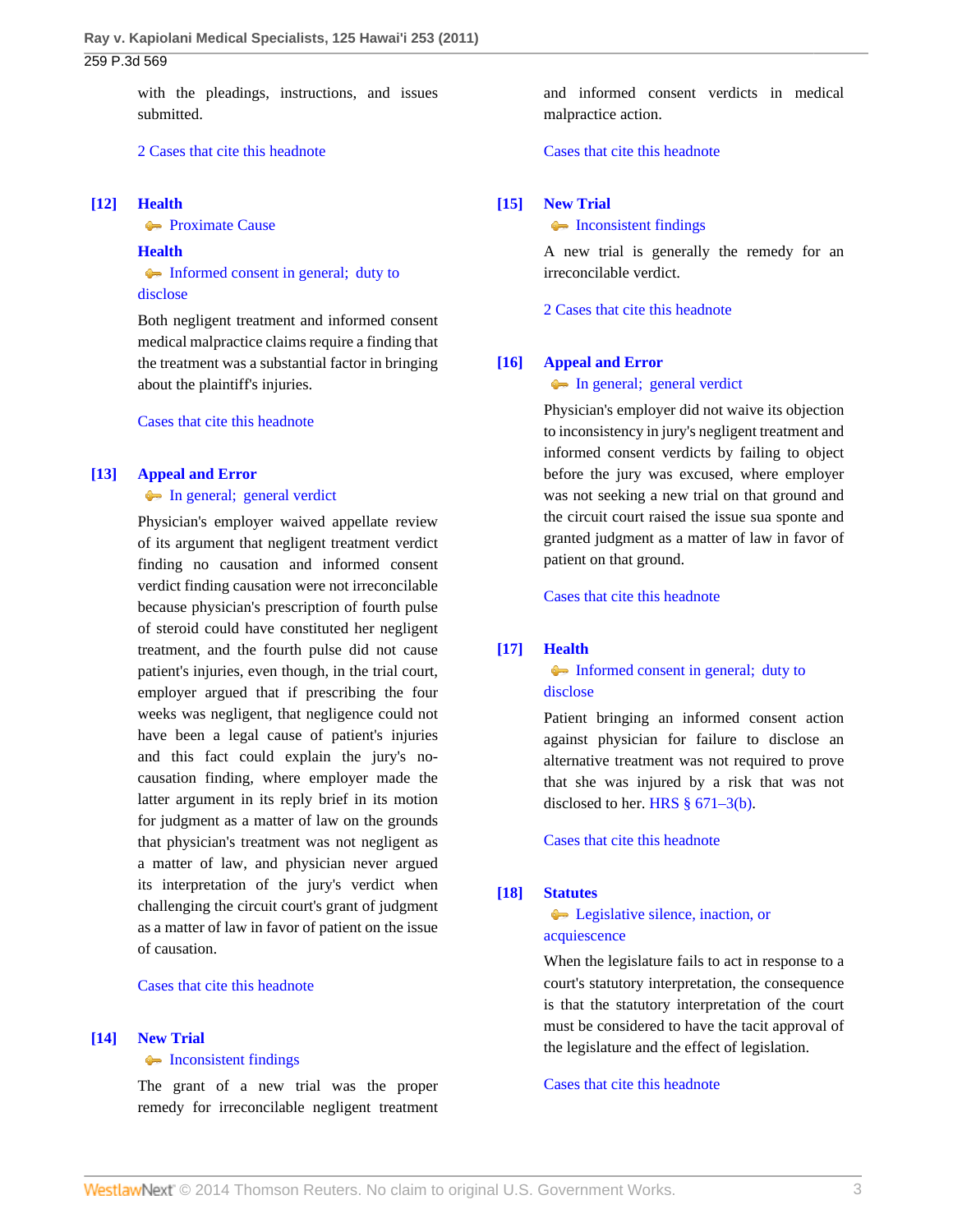with the pleadings, instructions, and issues submitted.

2 Cases that cite this headnote

**[12]** **Health**
Proximate Cause
**Health**
Informed consent in general; duty to disclose

Both negligent treatment and informed consent medical malpractice claims require a finding that the treatment was a substantial factor in bringing about the plaintiff's injuries.

Cases that cite this headnote

**[13]** **Appeal and Error**
In general; general verdict

Physician's employer waived appellate review of its argument that negligent treatment verdict finding no causation and informed consent verdict finding causation were not irreconcilable because physician's prescription of fourth pulse of steroid could have constituted her negligent treatment, and the fourth pulse did not cause patient's injuries, even though, in the trial court, employer argued that if prescribing the four weeks was negligent, that negligence could not have been a legal cause of patient's injuries and this fact could explain the jury's no-causation finding, where employer made the latter argument in its reply brief in its motion for judgment as a matter of law on the grounds that physician's treatment was not negligent as a matter of law, and physician never argued its interpretation of the jury's verdict when challenging the circuit court's grant of judgment as a matter of law in favor of patient on the issue of causation.

Cases that cite this headnote

**[14]** **New Trial**
Inconsistent findings

The grant of a new trial was the proper remedy for irreconcilable negligent treatment and informed consent verdicts in medical malpractice action.

Cases that cite this headnote

**[15]** **New Trial**
Inconsistent findings

A new trial is generally the remedy for an irreconcilable verdict.

2 Cases that cite this headnote

**[16]** **Appeal and Error**
In general; general verdict

Physician's employer did not waive its objection to inconsistency in jury's negligent treatment and informed consent verdicts by failing to object before the jury was excused, where employer was not seeking a new trial on that ground and the circuit court raised the issue sua sponte and granted judgment as a matter of law in favor of patient on that ground.

Cases that cite this headnote

**[17]** **Health**
Informed consent in general; duty to disclose

Patient bringing an informed consent action against physician for failure to disclose an alternative treatment was not required to prove that she was injured by a risk that was not disclosed to her. HRS § 671–3(b).

Cases that cite this headnote

**[18]** **Statutes**
Legislative silence, inaction, or acquiescence

When the legislature fails to act in response to a court's statutory interpretation, the consequence is that the statutory interpretation of the court must be considered to have the tacit approval of the legislature and the effect of legislation.

Cases that cite this headnote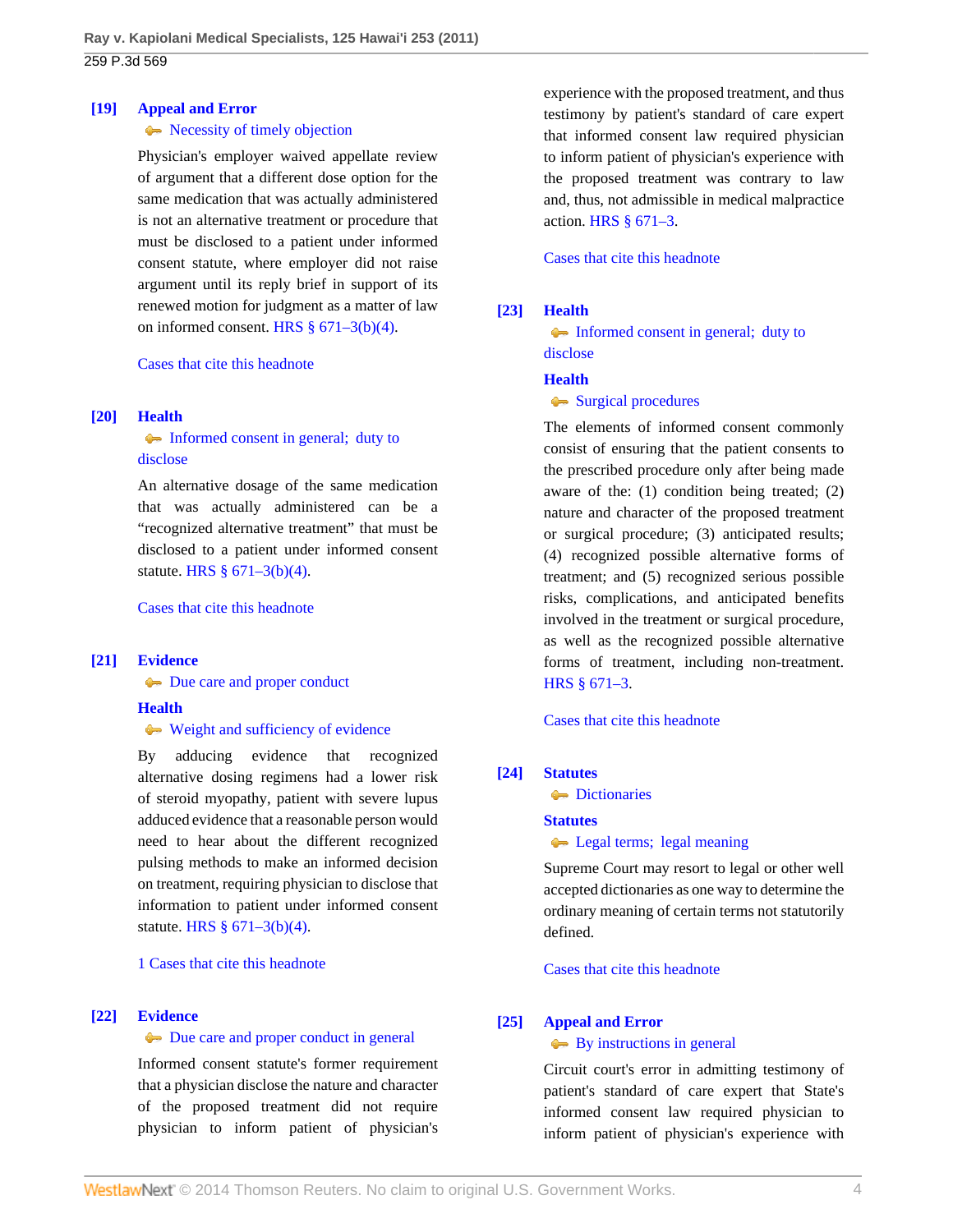**[19]** **Appeal and Error**

Necessity of timely objection

Physician's employer waived appellate review of argument that a different dose option for the same medication that was actually administered is not an alternative treatment or procedure that must be disclosed to a patient under informed consent statute, where employer did not raise argument until its reply brief in support of its renewed motion for judgment as a matter of law on informed consent. HRS § 671–3(b)(4).

Cases that cite this headnote

**[20]** **Health**

Informed consent in general; duty to disclose

An alternative dosage of the same medication that was actually administered can be a "recognized alternative treatment" that must be disclosed to a patient under informed consent statute. HRS § 671–3(b)(4).

Cases that cite this headnote

**[21]** **Evidence**

Due care and proper conduct

**Health**

Weight and sufficiency of evidence

By adducing evidence that recognized alternative dosing regimens had a lower risk of steroid myopathy, patient with severe lupus adduced evidence that a reasonable person would need to hear about the different recognized pulsing methods to make an informed decision on treatment, requiring physician to disclose that information to patient under informed consent statute. HRS § 671–3(b)(4).

1 Cases that cite this headnote

**[22]** **Evidence**

Due care and proper conduct in general

Informed consent statute's former requirement that a physician disclose the nature and character of the proposed treatment did not require physician to inform patient of physician's experience with the proposed treatment, and thus testimony by patient's standard of care expert that informed consent law required physician to inform patient of physician's experience with the proposed treatment was contrary to law and, thus, not admissible in medical malpractice action. HRS § 671–3.

Cases that cite this headnote

**[23]** **Health**

Informed consent in general; duty to disclose

**Health**

Surgical procedures

The elements of informed consent commonly consist of ensuring that the patient consents to the prescribed procedure only after being made aware of the: (1) condition being treated; (2) nature and character of the proposed treatment or surgical procedure; (3) anticipated results; (4) recognized possible alternative forms of treatment; and (5) recognized serious possible risks, complications, and anticipated benefits involved in the treatment or surgical procedure, as well as the recognized possible alternative forms of treatment, including non-treatment. HRS § 671–3.

Cases that cite this headnote

**[24]** **Statutes**

Dictionaries

**Statutes**

Legal terms; legal meaning

Supreme Court may resort to legal or other well accepted dictionaries as one way to determine the ordinary meaning of certain terms not statutorily defined.

Cases that cite this headnote

**[25]** **Appeal and Error**

By instructions in general

Circuit court's error in admitting testimony of patient's standard of care expert that State's informed consent law required physician to inform patient of physician's experience with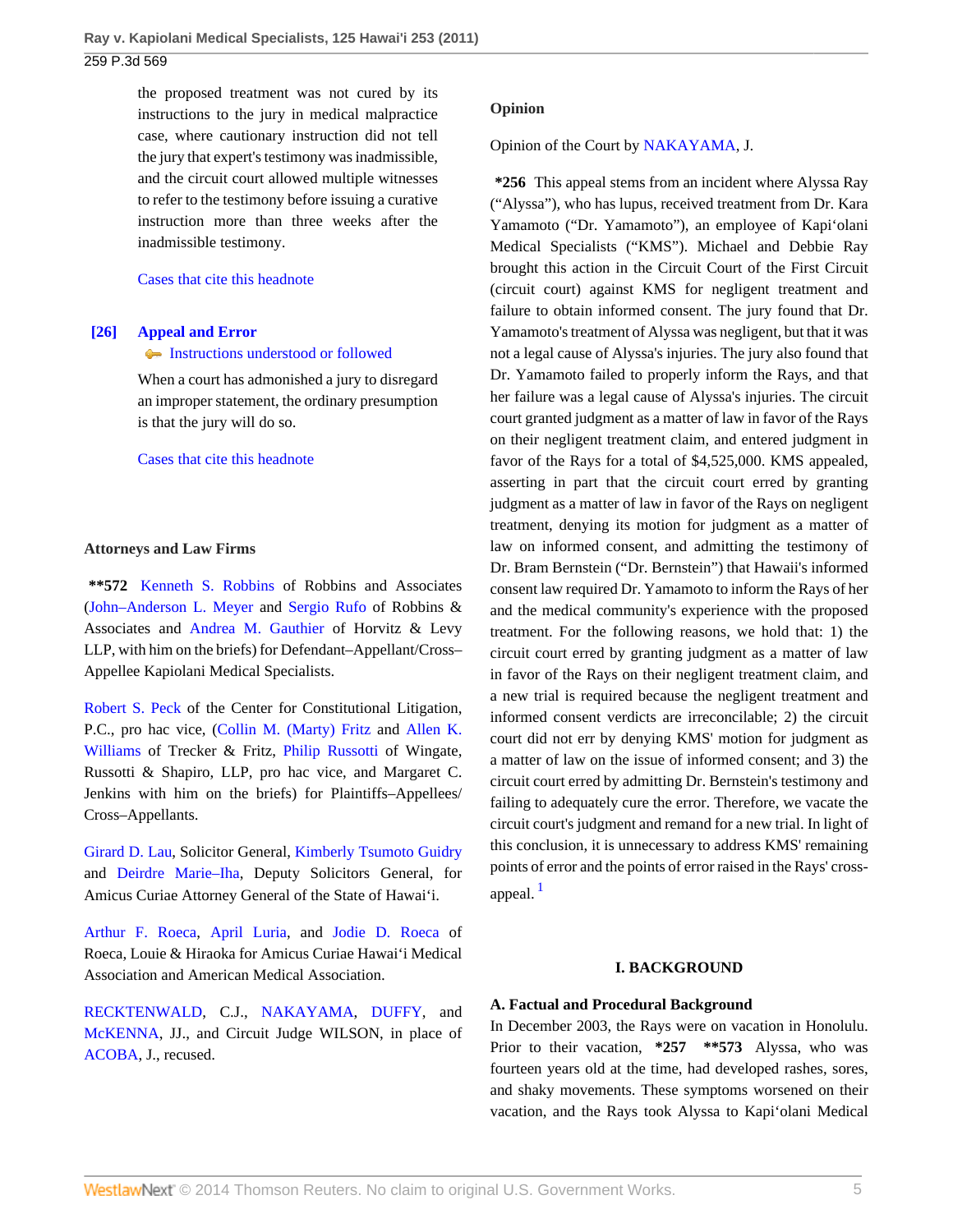the proposed treatment was not cured by its instructions to the jury in medical malpractice case, where cautionary instruction did not tell the jury that expert's testimony was inadmissible, and the circuit court allowed multiple witnesses to refer to the testimony before issuing a curative instruction more than three weeks after the inadmissible testimony.

Cases that cite this headnote

**[26] Appeal and Error**
Instructions understood or followed

When a court has admonished a jury to disregard an improper statement, the ordinary presumption is that the jury will do so.

Cases that cite this headnote

**Attorneys and Law Firms**

**\*\*572** Kenneth S. Robbins of Robbins and Associates (John–Anderson L. Meyer and Sergio Rufo of Robbins & Associates and Andrea M. Gauthier of Horvitz & Levy LLP, with him on the briefs) for Defendant–Appellant/Cross–Appellee Kapiolani Medical Specialists.

Robert S. Peck of the Center for Constitutional Litigation, P.C., pro hac vice, (Collin M. (Marty) Fritz and Allen K. Williams of Trecker & Fritz, Philip Russotti of Wingate, Russotti & Shapiro, LLP, pro hac vice, and Margaret C. Jenkins with him on the briefs) for Plaintiffs–Appellees/Cross–Appellants.

Girard D. Lau, Solicitor General, Kimberly Tsumoto Guidry and Deirdre Marie–Iha, Deputy Solicitors General, for Amicus Curiae Attorney General of the State of Hawai'i.

Arthur F. Roeca, April Luria, and Jodie D. Roeca of Roeca, Louie & Hiraoka for Amicus Curiae Hawai'i Medical Association and American Medical Association.

RECKTENWALD, C.J., NAKAYAMA, DUFFY, and McKENNA, JJ., and Circuit Judge WILSON, in place of ACOBA, J., recused.

**Opinion**

Opinion of the Court by NAKAYAMA, J.

**\*256** This appeal stems from an incident where Alyssa Ray ("Alyssa"), who has lupus, received treatment from Dr. Kara Yamamoto ("Dr. Yamamoto"), an employee of Kapi'olani Medical Specialists ("KMS"). Michael and Debbie Ray brought this action in the Circuit Court of the First Circuit (circuit court) against KMS for negligent treatment and failure to obtain informed consent. The jury found that Dr. Yamamoto's treatment of Alyssa was negligent, but that it was not a legal cause of Alyssa's injuries. The jury also found that Dr. Yamamoto failed to properly inform the Rays, and that her failure was a legal cause of Alyssa's injuries. The circuit court granted judgment as a matter of law in favor of the Rays on their negligent treatment claim, and entered judgment in favor of the Rays for a total of $4,525,000. KMS appealed, asserting in part that the circuit court erred by granting judgment as a matter of law in favor of the Rays on negligent treatment, denying its motion for judgment as a matter of law on informed consent, and admitting the testimony of Dr. Bram Bernstein ("Dr. Bernstein") that Hawaii's informed consent law required Dr. Yamamoto to inform the Rays of her and the medical community's experience with the proposed treatment. For the following reasons, we hold that: 1) the circuit court erred by granting judgment as a matter of law in favor of the Rays on their negligent treatment claim, and a new trial is required because the negligent treatment and informed consent verdicts are irreconcilable; 2) the circuit court did not err by denying KMS' motion for judgment as a matter of law on the issue of informed consent; and 3) the circuit court erred by admitting Dr. Bernstein's testimony and failing to adequately cure the error. Therefore, we vacate the circuit court's judgment and remand for a new trial. In light of this conclusion, it is unnecessary to address KMS' remaining points of error and the points of error raised in the Rays' cross-appeal. [1]

## I. BACKGROUND

### A. Factual and Procedural Background

In December 2003, the Rays were on vacation in Honolulu. Prior to their vacation, **\*257 \*\*573** Alyssa, who was fourteen years old at the time, had developed rashes, sores, and shaky movements. These symptoms worsened on their vacation, and the Rays took Alyssa to Kapi'olani Medical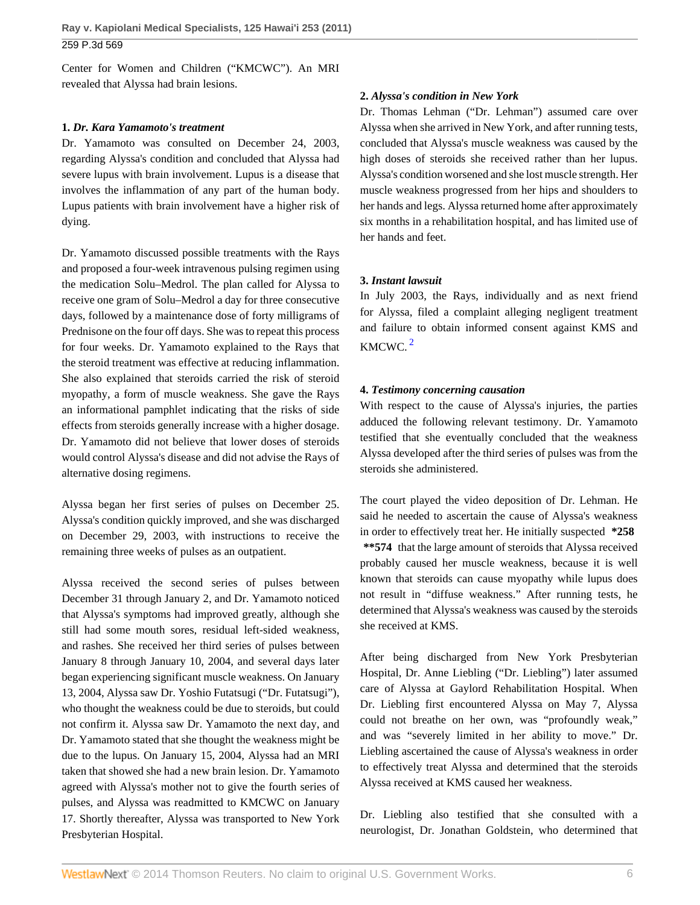Center for Women and Children ("KMCWC"). An MRI revealed that Alyssa had brain lesions.

**1.** ***Dr. Kara Yamamoto's treatment***

Dr. Yamamoto was consulted on December 24, 2003, regarding Alyssa's condition and concluded that Alyssa had severe lupus with brain involvement. Lupus is a disease that involves the inflammation of any part of the human body. Lupus patients with brain involvement have a higher risk of dying.

Dr. Yamamoto discussed possible treatments with the Rays and proposed a four-week intravenous pulsing regimen using the medication Solu–Medrol. The plan called for Alyssa to receive one gram of Solu–Medrol a day for three consecutive days, followed by a maintenance dose of forty milligrams of Prednisone on the four off days. She was to repeat this process for four weeks. Dr. Yamamoto explained to the Rays that the steroid treatment was effective at reducing inflammation. She also explained that steroids carried the risk of steroid myopathy, a form of muscle weakness. She gave the Rays an informational pamphlet indicating that the risks of side effects from steroids generally increase with a higher dosage. Dr. Yamamoto did not believe that lower doses of steroids would control Alyssa's disease and did not advise the Rays of alternative dosing regimens.

Alyssa began her first series of pulses on December 25. Alyssa's condition quickly improved, and she was discharged on December 29, 2003, with instructions to receive the remaining three weeks of pulses as an outpatient.

Alyssa received the second series of pulses between December 31 through January 2, and Dr. Yamamoto noticed that Alyssa's symptoms had improved greatly, although she still had some mouth sores, residual left-sided weakness, and rashes. She received her third series of pulses between January 8 through January 10, 2004, and several days later began experiencing significant muscle weakness. On January 13, 2004, Alyssa saw Dr. Yoshio Futatsugi ("Dr. Futatsugi"), who thought the weakness could be due to steroids, but could not confirm it. Alyssa saw Dr. Yamamoto the next day, and Dr. Yamamoto stated that she thought the weakness might be due to the lupus. On January 15, 2004, Alyssa had an MRI taken that showed she had a new brain lesion. Dr. Yamamoto agreed with Alyssa's mother not to give the fourth series of pulses, and Alyssa was readmitted to KMCWC on January 17. Shortly thereafter, Alyssa was transported to New York Presbyterian Hospital.

**2.** ***Alyssa's condition in New York***

Dr. Thomas Lehman ("Dr. Lehman") assumed care over Alyssa when she arrived in New York, and after running tests, concluded that Alyssa's muscle weakness was caused by the high doses of steroids she received rather than her lupus. Alyssa's condition worsened and she lost muscle strength. Her muscle weakness progressed from her hips and shoulders to her hands and legs. Alyssa returned home after approximately six months in a rehabilitation hospital, and has limited use of her hands and feet.

**3.** ***Instant lawsuit***

In July 2003, the Rays, individually and as next friend for Alyssa, filed a complaint alleging negligent treatment and failure to obtain informed consent against KMS and KMCWC. [2]

**4.** ***Testimony concerning causation***

With respect to the cause of Alyssa's injuries, the parties adduced the following relevant testimony. Dr. Yamamoto testified that she eventually concluded that the weakness Alyssa developed after the third series of pulses was from the steroids she administered.

The court played the video deposition of Dr. Lehman. He said he needed to ascertain the cause of Alyssa's weakness in order to effectively treat her. He initially suspected **\*258 \*\*574** that the large amount of steroids that Alyssa received probably caused her muscle weakness, because it is well known that steroids can cause myopathy while lupus does not result in "diffuse weakness." After running tests, he determined that Alyssa's weakness was caused by the steroids she received at KMS.

After being discharged from New York Presbyterian Hospital, Dr. Anne Liebling ("Dr. Liebling") later assumed care of Alyssa at Gaylord Rehabilitation Hospital. When Dr. Liebling first encountered Alyssa on May 7, Alyssa could not breathe on her own, was "profoundly weak," and was "severely limited in her ability to move." Dr. Liebling ascertained the cause of Alyssa's weakness in order to effectively treat Alyssa and determined that the steroids Alyssa received at KMS caused her weakness.

Dr. Liebling also testified that she consulted with a neurologist, Dr. Jonathan Goldstein, who determined that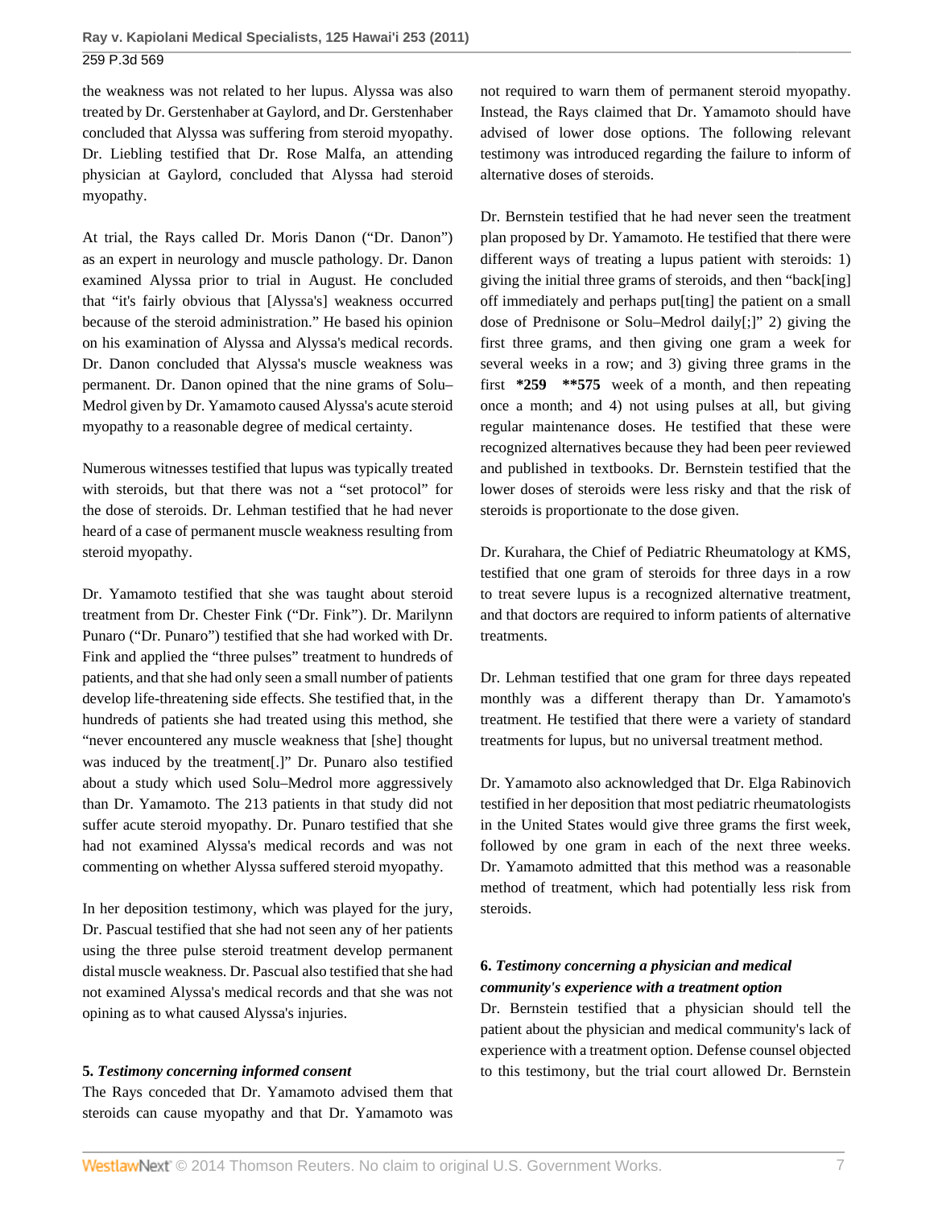the weakness was not related to her lupus. Alyssa was also treated by Dr. Gerstenhaber at Gaylord, and Dr. Gerstenhaber concluded that Alyssa was suffering from steroid myopathy. Dr. Liebling testified that Dr. Rose Malfa, an attending physician at Gaylord, concluded that Alyssa had steroid myopathy.

At trial, the Rays called Dr. Moris Danon ("Dr. Danon") as an expert in neurology and muscle pathology. Dr. Danon examined Alyssa prior to trial in August. He concluded that "it's fairly obvious that [Alyssa's] weakness occurred because of the steroid administration." He based his opinion on his examination of Alyssa and Alyssa's medical records. Dr. Danon concluded that Alyssa's muscle weakness was permanent. Dr. Danon opined that the nine grams of Solu–Medrol given by Dr. Yamamoto caused Alyssa's acute steroid myopathy to a reasonable degree of medical certainty.

Numerous witnesses testified that lupus was typically treated with steroids, but that there was not a "set protocol" for the dose of steroids. Dr. Lehman testified that he had never heard of a case of permanent muscle weakness resulting from steroid myopathy.

Dr. Yamamoto testified that she was taught about steroid treatment from Dr. Chester Fink ("Dr. Fink"). Dr. Marilynn Punaro ("Dr. Punaro") testified that she had worked with Dr. Fink and applied the "three pulses" treatment to hundreds of patients, and that she had only seen a small number of patients develop life-threatening side effects. She testified that, in the hundreds of patients she had treated using this method, she "never encountered any muscle weakness that [she] thought was induced by the treatment[.]" Dr. Punaro also testified about a study which used Solu–Medrol more aggressively than Dr. Yamamoto. The 213 patients in that study did not suffer acute steroid myopathy. Dr. Punaro testified that she had not examined Alyssa's medical records and was not commenting on whether Alyssa suffered steroid myopathy.

In her deposition testimony, which was played for the jury, Dr. Pascual testified that she had not seen any of her patients using the three pulse steroid treatment develop permanent distal muscle weakness. Dr. Pascual also testified that she had not examined Alyssa's medical records and that she was not opining as to what caused Alyssa's injuries.

**5. *Testimony concerning informed consent***

The Rays conceded that Dr. Yamamoto advised them that steroids can cause myopathy and that Dr. Yamamoto was not required to warn them of permanent steroid myopathy. Instead, the Rays claimed that Dr. Yamamoto should have advised of lower dose options. The following relevant testimony was introduced regarding the failure to inform of alternative doses of steroids.

Dr. Bernstein testified that he had never seen the treatment plan proposed by Dr. Yamamoto. He testified that there were different ways of treating a lupus patient with steroids: 1) giving the initial three grams of steroids, and then "back[ing] off immediately and perhaps put[ting] the patient on a small dose of Prednisone or Solu–Medrol daily[;]" 2) giving the first three grams, and then giving one gram a week for several weeks in a row; and 3) giving three grams in the first **\*259 \*\*575** week of a month, and then repeating once a month; and 4) not using pulses at all, but giving regular maintenance doses. He testified that these were recognized alternatives because they had been peer reviewed and published in textbooks. Dr. Bernstein testified that the lower doses of steroids were less risky and that the risk of steroids is proportionate to the dose given.

Dr. Kurahara, the Chief of Pediatric Rheumatology at KMS, testified that one gram of steroids for three days in a row to treat severe lupus is a recognized alternative treatment, and that doctors are required to inform patients of alternative treatments.

Dr. Lehman testified that one gram for three days repeated monthly was a different therapy than Dr. Yamamoto's treatment. He testified that there were a variety of standard treatments for lupus, but no universal treatment method.

Dr. Yamamoto also acknowledged that Dr. Elga Rabinovich testified in her deposition that most pediatric rheumatologists in the United States would give three grams the first week, followed by one gram in each of the next three weeks. Dr. Yamamoto admitted that this method was a reasonable method of treatment, which had potentially less risk from steroids.

**6. *Testimony concerning a physician and medical community's experience with a treatment option***

Dr. Bernstein testified that a physician should tell the patient about the physician and medical community's lack of experience with a treatment option. Defense counsel objected to this testimony, but the trial court allowed Dr. Bernstein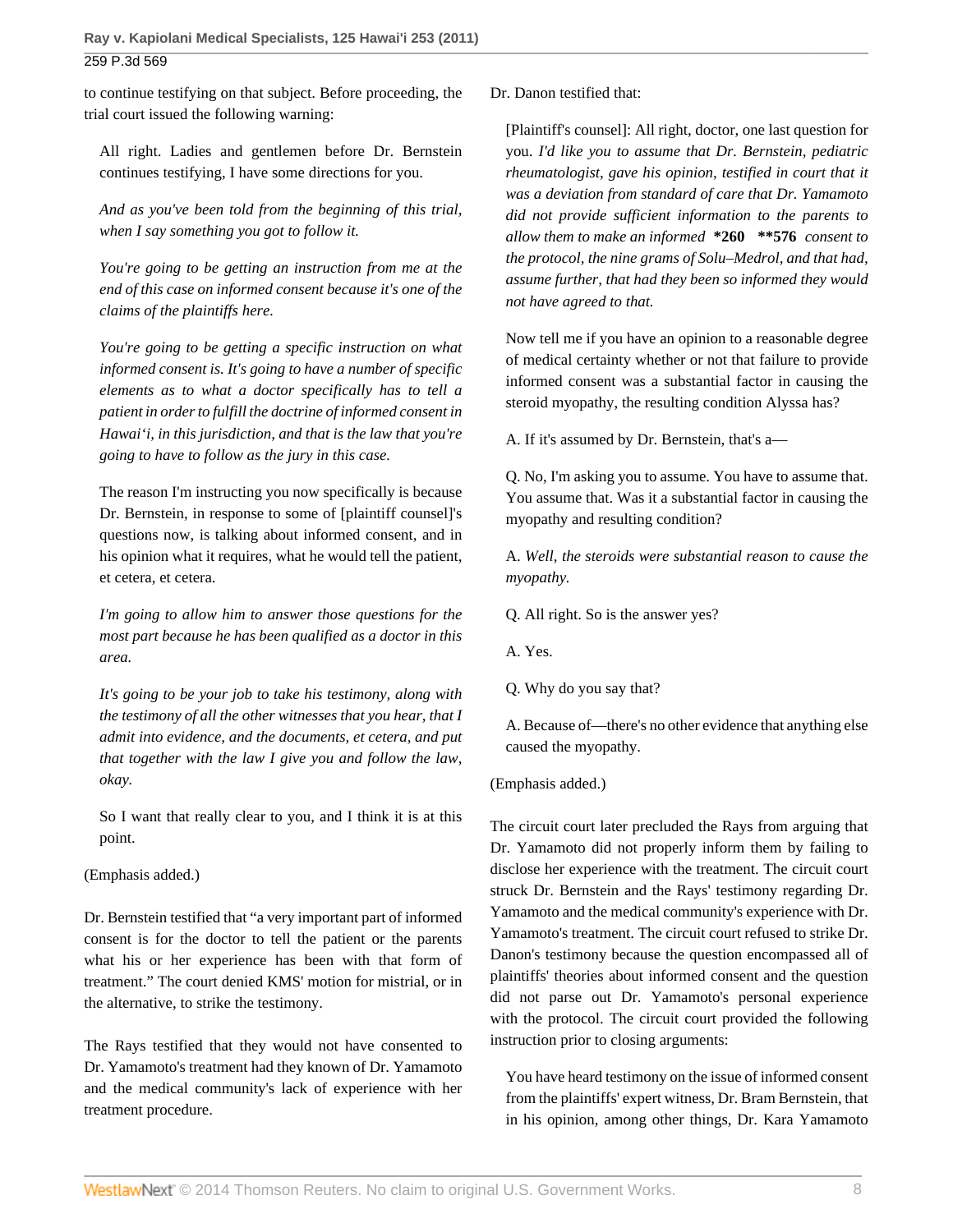to continue testifying on that subject. Before proceeding, the trial court issued the following warning:

> All right. Ladies and gentlemen before Dr. Bernstein continues testifying, I have some directions for you.
>
> *And as you've been told from the beginning of this trial, when I say something you got to follow it.*
>
> *You're going to be getting an instruction from me at the end of this case on informed consent because it's one of the claims of the plaintiffs here.*
>
> *You're going to be getting a specific instruction on what informed consent is. It's going to have a number of specific elements as to what a doctor specifically has to tell a patient in order to fulfill the doctrine of informed consent in Hawai'i, in this jurisdiction, and that is the law that you're going to have to follow as the jury in this case.*
>
> The reason I'm instructing you now specifically is because Dr. Bernstein, in response to some of [plaintiff counsel]'s questions now, is talking about informed consent, and in his opinion what it requires, what he would tell the patient, et cetera, et cetera.
>
> *I'm going to allow him to answer those questions for the most part because he has been qualified as a doctor in this area.*
>
> *It's going to be your job to take his testimony, along with the testimony of all the other witnesses that you hear, that I admit into evidence, and the documents, et cetera, and put that together with the law I give you and follow the law, okay.*
>
> So I want that really clear to you, and I think it is at this point.

(Emphasis added.)

Dr. Bernstein testified that "a very important part of informed consent is for the doctor to tell the patient or the parents what his or her experience has been with that form of treatment." The court denied KMS' motion for mistrial, or in the alternative, to strike the testimony.

The Rays testified that they would not have consented to Dr. Yamamoto's treatment had they known of Dr. Yamamoto and the medical community's lack of experience with her treatment procedure.

Dr. Danon testified that:

> [Plaintiff's counsel]: All right, doctor, one last question for you. *I'd like you to assume that Dr. Bernstein, pediatric rheumatologist, gave his opinion, testified in court that it was a deviation from standard of care that Dr. Yamamoto did not provide sufficient information to the parents to allow them to make an informed* **\*260 \*\*576** *consent to the protocol, the nine grams of Solu–Medrol, and that had, assume further, that had they been so informed they would not have agreed to that.*
>
> Now tell me if you have an opinion to a reasonable degree of medical certainty whether or not that failure to provide informed consent was a substantial factor in causing the steroid myopathy, the resulting condition Alyssa has?
>
> A. If it's assumed by Dr. Bernstein, that's a—
>
> Q. No, I'm asking you to assume. You have to assume that. You assume that. Was it a substantial factor in causing the myopathy and resulting condition?
>
> A. *Well, the steroids were substantial reason to cause the myopathy.*
>
> Q. All right. So is the answer yes?
>
> A. Yes.
>
> Q. Why do you say that?
>
> A. Because of—there's no other evidence that anything else caused the myopathy.

(Emphasis added.)

The circuit court later precluded the Rays from arguing that Dr. Yamamoto did not properly inform them by failing to disclose her experience with the treatment. The circuit court struck Dr. Bernstein and the Rays' testimony regarding Dr. Yamamoto and the medical community's experience with Dr. Yamamoto's treatment. The circuit court refused to strike Dr. Danon's testimony because the question encompassed all of plaintiffs' theories about informed consent and the question did not parse out Dr. Yamamoto's personal experience with the protocol. The circuit court provided the following instruction prior to closing arguments:

> You have heard testimony on the issue of informed consent from the plaintiffs' expert witness, Dr. Bram Bernstein, that in his opinion, among other things, Dr. Kara Yamamoto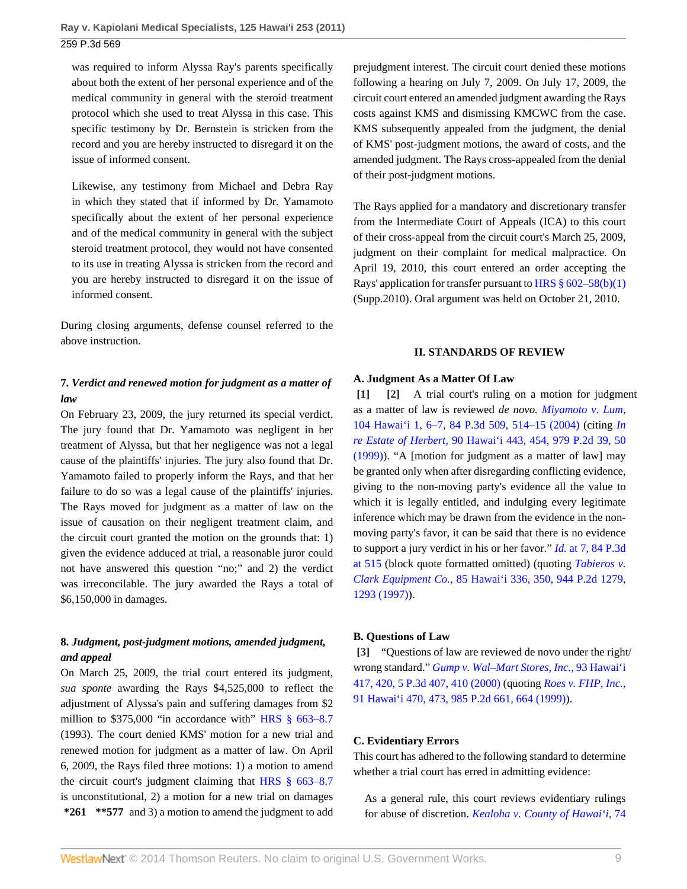was required to inform Alyssa Ray's parents specifically about both the extent of her personal experience and of the medical community in general with the steroid treatment protocol which she used to treat Alyssa in this case. This specific testimony by Dr. Bernstein is stricken from the record and you are hereby instructed to disregard it on the issue of informed consent.

> Likewise, any testimony from Michael and Debra Ray in which they stated that if informed by Dr. Yamamoto specifically about the extent of her personal experience and of the medical community in general with the subject steroid treatment protocol, they would not have consented to its use in treating Alyssa is stricken from the record and you are hereby instructed to disregard it on the issue of informed consent.

During closing arguments, defense counsel referred to the above instruction.

### 7. *Verdict and renewed motion for judgment as a matter of law*

On February 23, 2009, the jury returned its special verdict. The jury found that Dr. Yamamoto was negligent in her treatment of Alyssa, but that her negligence was not a legal cause of the plaintiffs' injuries. The jury also found that Dr. Yamamoto failed to properly inform the Rays, and that her failure to do so was a legal cause of the plaintiffs' injuries. The Rays moved for judgment as a matter of law on the issue of causation on their negligent treatment claim, and the circuit court granted the motion on the grounds that: 1) given the evidence adduced at trial, a reasonable juror could not have answered this question "no;" and 2) the verdict was irreconcilable. The jury awarded the Rays a total of $6,150,000 in damages.

### 8. *Judgment, post-judgment motions, amended judgment, and appeal*

On March 25, 2009, the trial court entered its judgment, *sua sponte* awarding the Rays $4,525,000 to reflect the adjustment of Alyssa's pain and suffering damages from $2 million to $375,000 "in accordance with" HRS § 663–8.7 (1993). The court denied KMS' motion for a new trial and renewed motion for judgment as a matter of law. On April 6, 2009, the Rays filed three motions: 1) a motion to amend the circuit court's judgment claiming that HRS § 663–8.7 is unconstitutional, 2) a motion for a new trial on damages **\*261 \*\*577** and 3) a motion to amend the judgment to add prejudgment interest. The circuit court denied these motions following a hearing on July 7, 2009. On July 17, 2009, the circuit court entered an amended judgment awarding the Rays costs against KMS and dismissing KMCWC from the case. KMS subsequently appealed from the judgment, the denial of KMS' post-judgment motions, the award of costs, and the amended judgment. The Rays cross-appealed from the denial of their post-judgment motions.

The Rays applied for a mandatory and discretionary transfer from the Intermediate Court of Appeals (ICA) to this court of their cross-appeal from the circuit court's March 25, 2009, judgment on their complaint for medical malpractice. On April 19, 2010, this court entered an order accepting the Rays' application for transfer pursuant to HRS § 602–58(b)(1) (Supp.2010). Oral argument was held on October 21, 2010.

## II. STANDARDS OF REVIEW

### A. Judgment As a Matter Of Law

**[1] [2]** A trial court's ruling on a motion for judgment as a matter of law is reviewed *de novo*. *Miyamoto v. Lum,* 104 Hawai'i 1, 6–7, 84 P.3d 509, 514–15 (2004) (citing *In re Estate of Herbert,* 90 Hawai'i 443, 454, 979 P.2d 39, 50 (1999)). "A [motion for judgment as a matter of law] may be granted only when after disregarding conflicting evidence, giving to the non-moving party's evidence all the value to which it is legally entitled, and indulging every legitimate inference which may be drawn from the evidence in the non-moving party's favor, it can be said that there is no evidence to support a jury verdict in his or her favor." *Id.* at 7, 84 P.3d at 515 (block quote formatted omitted) (quoting *Tabieros v. Clark Equipment Co.,* 85 Hawai'i 336, 350, 944 P.2d 1279, 1293 (1997)).

### B. Questions of Law

**[3]** "Questions of law are reviewed de novo under the right/wrong standard." *Gump v. Wal–Mart Stores, Inc.,* 93 Hawai'i 417, 420, 5 P.3d 407, 410 (2000) (quoting *Roes v. FHP, Inc.,* 91 Hawai'i 470, 473, 985 P.2d 661, 664 (1999)).

### C. Evidentiary Errors

This court has adhered to the following standard to determine whether a trial court has erred in admitting evidence:

> As a general rule, this court reviews evidentiary rulings for abuse of discretion. *Kealoha v. County of Hawai'i,* 74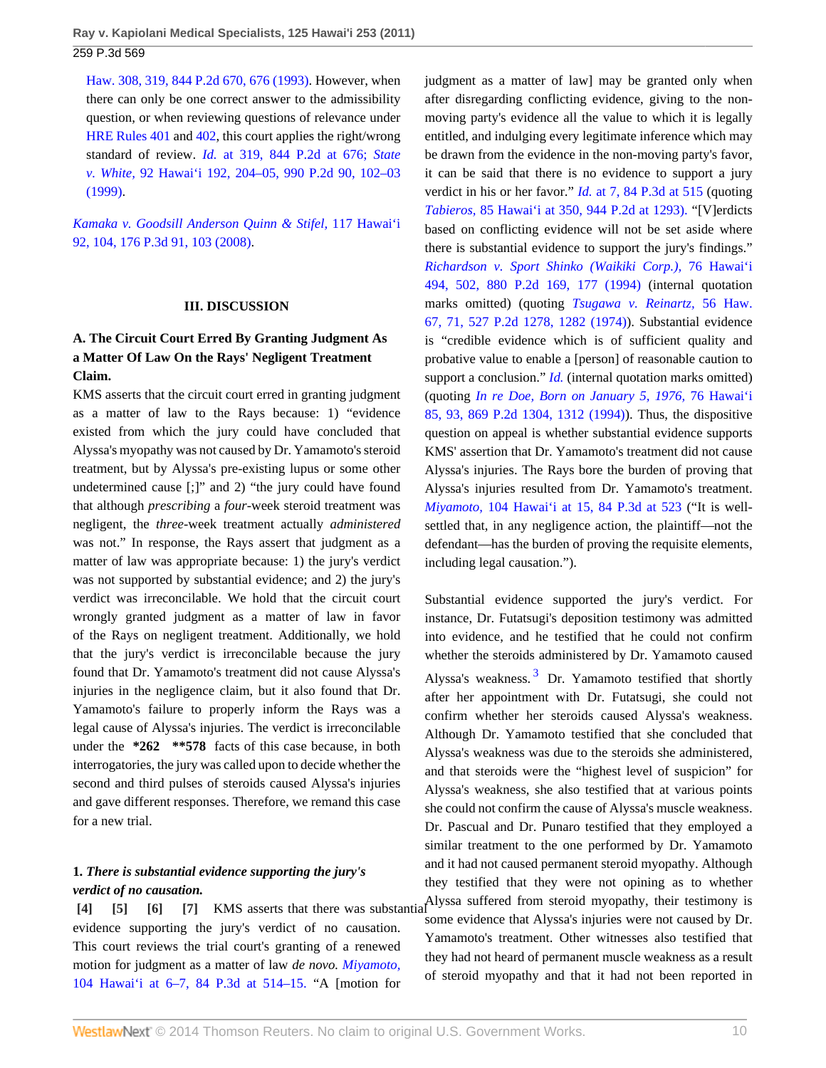Haw. 308, 319, 844 P.2d 670, 676 (1993). However, when there can only be one correct answer to the admissibility question, or when reviewing questions of relevance under HRE Rules 401 and 402, this court applies the right/wrong standard of review. *Id.* at 319, 844 P.2d at 676; *State v. White,* 92 Hawai'i 192, 204–05, 990 P.2d 90, 102–03 (1999).

*Kamaka v. Goodsill Anderson Quinn & Stifel,* 117 Hawai'i 92, 104, 176 P.3d 91, 103 (2008).

## III. DISCUSSION

### A. The Circuit Court Erred By Granting Judgment As a Matter Of Law On the Rays' Negligent Treatment Claim.

KMS asserts that the circuit court erred in granting judgment as a matter of law to the Rays because: 1) "evidence existed from which the jury could have concluded that Alyssa's myopathy was not caused by Dr. Yamamoto's steroid treatment, but by Alyssa's pre-existing lupus or some other undetermined cause [;]" and 2) "the jury could have found that although *prescribing* a *four*-week steroid treatment was negligent, the *three*-week treatment actually *administered* was not." In response, the Rays assert that judgment as a matter of law was appropriate because: 1) the jury's verdict was not supported by substantial evidence; and 2) the jury's verdict was irreconcilable. We hold that the circuit court wrongly granted judgment as a matter of law in favor of the Rays on negligent treatment. Additionally, we hold that the jury's verdict is irreconcilable because the jury found that Dr. Yamamoto's treatment did not cause Alyssa's injuries in the negligence claim, but it also found that Dr. Yamamoto's failure to properly inform the Rays was a legal cause of Alyssa's injuries. The verdict is irreconcilable under the **\*262 \*\*578** facts of this case because, in both interrogatories, the jury was called upon to decide whether the second and third pulses of steroids caused Alyssa's injuries and gave different responses. Therefore, we remand this case for a new trial.

#### 1. *There is substantial evidence supporting the jury's verdict of no causation.*

**[4] [5] [6] [7]** KMS asserts that there was substantial evidence supporting the jury's verdict of no causation. This court reviews the trial court's granting of a renewed motion for judgment as a matter of law *de novo. Miyamoto,* 104 Hawai'i at 6–7, 84 P.3d at 514–15. "A [motion for judgment as a matter of law] may be granted only when after disregarding conflicting evidence, giving to the non-moving party's evidence all the value to which it is legally entitled, and indulging every legitimate inference which may be drawn from the evidence in the non-moving party's favor, it can be said that there is no evidence to support a jury verdict in his or her favor." *Id.* at 7, 84 P.3d at 515 (quoting *Tabieros,* 85 Hawai'i at 350, 944 P.2d at 1293). "[V]erdicts based on conflicting evidence will not be set aside where there is substantial evidence to support the jury's findings." *Richardson v. Sport Shinko (Waikiki Corp.),* 76 Hawai'i 494, 502, 880 P.2d 169, 177 (1994) (internal quotation marks omitted) (quoting *Tsugawa v. Reinartz,* 56 Haw. 67, 71, 527 P.2d 1278, 1282 (1974)). Substantial evidence is "credible evidence which is of sufficient quality and probative value to enable a [person] of reasonable caution to support a conclusion." *Id.* (internal quotation marks omitted) (quoting *In re Doe, Born on January 5, 1976,* 76 Hawai'i 85, 93, 869 P.2d 1304, 1312 (1994)). Thus, the dispositive question on appeal is whether substantial evidence supports KMS' assertion that Dr. Yamamoto's treatment did not cause Alyssa's injuries. The Rays bore the burden of proving that Alyssa's injuries resulted from Dr. Yamamoto's treatment. *Miyamoto,* 104 Hawai'i at 15, 84 P.3d at 523 ("It is well-settled that, in any negligence action, the plaintiff—not the defendant—has the burden of proving the requisite elements, including legal causation.").

Substantial evidence supported the jury's verdict. For instance, Dr. Futatsugi's deposition testimony was admitted into evidence, and he testified that he could not confirm whether the steroids administered by Dr. Yamamoto caused Alyssa's weakness.[3] Dr. Yamamoto testified that shortly after her appointment with Dr. Futatsugi, she could not confirm whether her steroids caused Alyssa's weakness. Although Dr. Yamamoto testified that she concluded that Alyssa's weakness was due to the steroids she administered, and that steroids were the "highest level of suspicion" for Alyssa's weakness, she also testified that at various points she could not confirm the cause of Alyssa's muscle weakness. Dr. Pascual and Dr. Punaro testified that they employed a similar treatment to the one performed by Dr. Yamamoto and it had not caused permanent steroid myopathy. Although they testified that they were not opining as to whether Alyssa suffered from steroid myopathy, their testimony is some evidence that Alyssa's injuries were not caused by Dr. Yamamoto's treatment. Other witnesses also testified that they had not heard of permanent muscle weakness as a result of steroid myopathy and that it had not been reported in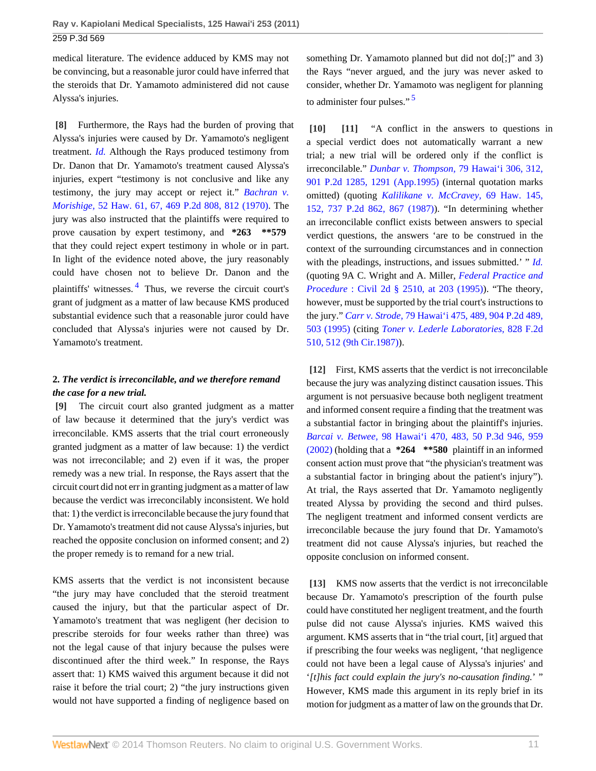medical literature. The evidence adduced by KMS may not be convincing, but a reasonable juror could have inferred that the steroids that Dr. Yamamoto administered did not cause Alyssa's injuries.

**[8]** Furthermore, the Rays had the burden of proving that Alyssa's injuries were caused by Dr. Yamamoto's negligent treatment. *Id.* Although the Rays produced testimony from Dr. Danon that Dr. Yamamoto's treatment caused Alyssa's injuries, expert "testimony is not conclusive and like any testimony, the jury may accept or reject it." *Bachran v. Morishige,* 52 Haw. 61, 67, 469 P.2d 808, 812 (1970). The jury was also instructed that the plaintiffs were required to prove causation by expert testimony, and **\*263 \*\*579** that they could reject expert testimony in whole or in part. In light of the evidence noted above, the jury reasonably could have chosen not to believe Dr. Danon and the plaintiffs' witnesses.[4] Thus, we reverse the circuit court's grant of judgment as a matter of law because KMS produced substantial evidence such that a reasonable juror could have concluded that Alyssa's injuries were not caused by Dr. Yamamoto's treatment.

**2.** ***The verdict is irreconcilable, and we therefore remand the case for a new trial.***

**[9]** The circuit court also granted judgment as a matter of law because it determined that the jury's verdict was irreconcilable. KMS asserts that the trial court erroneously granted judgment as a matter of law because: 1) the verdict was not irreconcilable; and 2) even if it was, the proper remedy was a new trial. In response, the Rays assert that the circuit court did not err in granting judgment as a matter of law because the verdict was irreconcilably inconsistent. We hold that: 1) the verdict is irreconcilable because the jury found that Dr. Yamamoto's treatment did not cause Alyssa's injuries, but reached the opposite conclusion on informed consent; and 2) the proper remedy is to remand for a new trial.

KMS asserts that the verdict is not inconsistent because "the jury may have concluded that the steroid treatment caused the injury, but that the particular aspect of Dr. Yamamoto's treatment that was negligent (her decision to prescribe steroids for four weeks rather than three) was not the legal cause of that injury because the pulses were discontinued after the third week." In response, the Rays assert that: 1) KMS waived this argument because it did not raise it before the trial court; 2) "the jury instructions given would not have supported a finding of negligence based on something Dr. Yamamoto planned but did not do[;]" and 3) the Rays "never argued, and the jury was never asked to consider, whether Dr. Yamamoto was negligent for planning to administer four pulses."[5]

**[10]** **[11]** "A conflict in the answers to questions in a special verdict does not automatically warrant a new trial; a new trial will be ordered only if the conflict is irreconcilable." *Dunbar v. Thompson,* 79 Hawai'i 306, 312, 901 P.2d 1285, 1291 (App.1995) (internal quotation marks omitted) (quoting *Kalilikane v. McCravey,* 69 Haw. 145, 152, 737 P.2d 862, 867 (1987)). "In determining whether an irreconcilable conflict exists between answers to special verdict questions, the answers 'are to be construed in the context of the surrounding circumstances and in connection with the pleadings, instructions, and issues submitted.' " *Id.* (quoting 9A C. Wright and A. Miller, *Federal Practice and Procedure* : Civil 2d § 2510, at 203 (1995)). "The theory, however, must be supported by the trial court's instructions to the jury." *Carr v. Strode,* 79 Hawai'i 475, 489, 904 P.2d 489, 503 (1995) (citing *Toner v. Lederle Laboratories,* 828 F.2d 510, 512 (9th Cir.1987)).

**[12]** First, KMS asserts that the verdict is not irreconcilable because the jury was analyzing distinct causation issues. This argument is not persuasive because both negligent treatment and informed consent require a finding that the treatment was a substantial factor in bringing about the plaintiff's injuries. *Barcai v. Betwee,* 98 Hawai'i 470, 483, 50 P.3d 946, 959 (2002) (holding that a **\*264 \*\*580** plaintiff in an informed consent action must prove that "the physician's treatment was a substantial factor in bringing about the patient's injury"). At trial, the Rays asserted that Dr. Yamamoto negligently treated Alyssa by providing the second and third pulses. The negligent treatment and informed consent verdicts are irreconcilable because the jury found that Dr. Yamamoto's treatment did not cause Alyssa's injuries, but reached the opposite conclusion on informed consent.

**[13]** KMS now asserts that the verdict is not irreconcilable because Dr. Yamamoto's prescription of the fourth pulse could have constituted her negligent treatment, and the fourth pulse did not cause Alyssa's injuries. KMS waived this argument. KMS asserts that in "the trial court, [it] argued that if prescribing the four weeks was negligent, 'that negligence could not have been a legal cause of Alyssa's injuries' and '*[t]his fact could explain the jury's no-causation finding.*' " However, KMS made this argument in its reply brief in its motion for judgment as a matter of law on the grounds that Dr.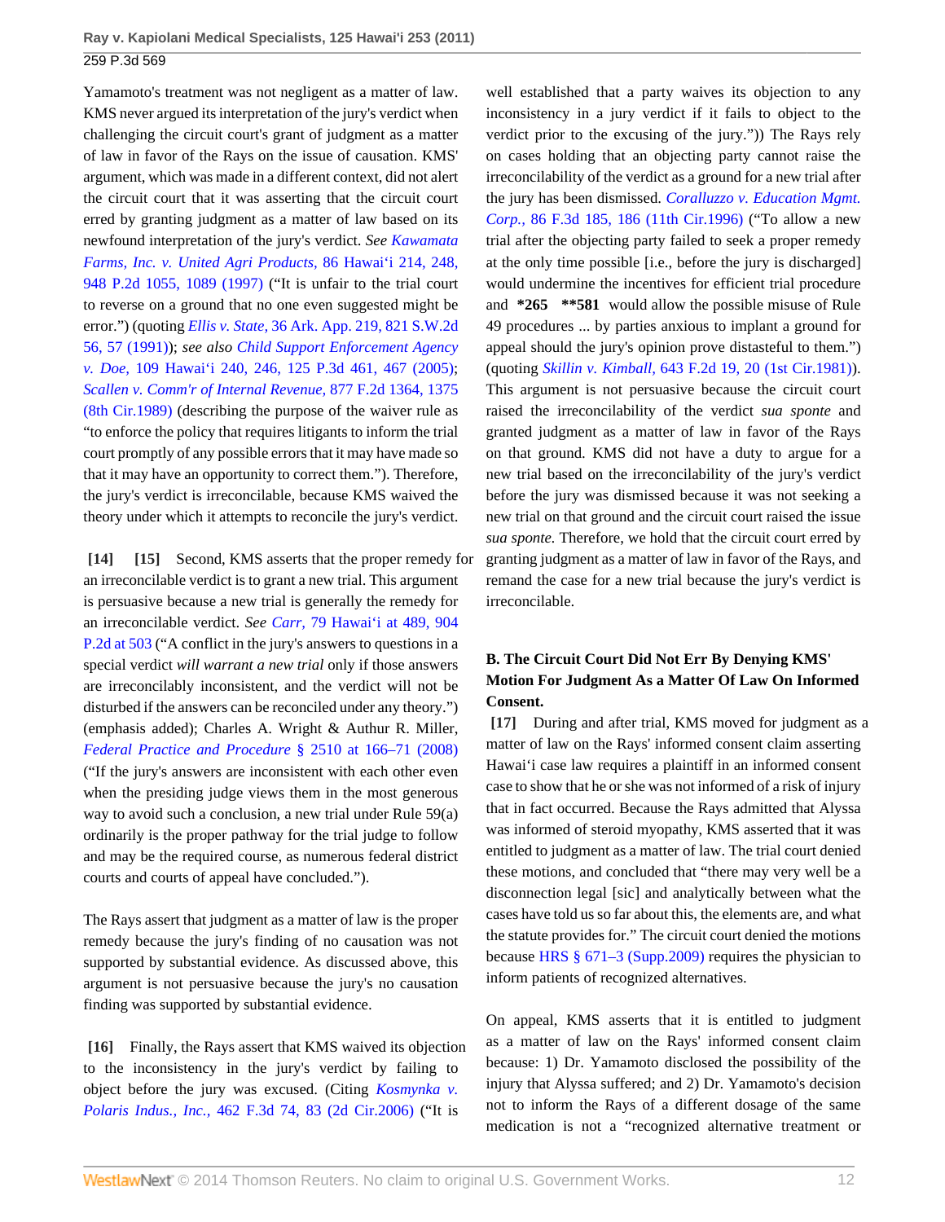Yamamoto's treatment was not negligent as a matter of law. KMS never argued its interpretation of the jury's verdict when challenging the circuit court's grant of judgment as a matter of law in favor of the Rays on the issue of causation. KMS' argument, which was made in a different context, did not alert the circuit court that it was asserting that the circuit court erred by granting judgment as a matter of law based on its newfound interpretation of the jury's verdict. *See Kawamata Farms, Inc. v. United Agri Products,* 86 Hawai'i 214, 248, 948 P.2d 1055, 1089 (1997) ("It is unfair to the trial court to reverse on a ground that no one even suggested might be error.") (quoting *Ellis v. State,* 36 Ark. App. 219, 821 S.W.2d 56, 57 (1991)); *see also Child Support Enforcement Agency v. Doe,* 109 Hawai'i 240, 246, 125 P.3d 461, 467 (2005); *Scallen v. Comm'r of Internal Revenue,* 877 F.2d 1364, 1375 (8th Cir.1989) (describing the purpose of the waiver rule as "to enforce the policy that requires litigants to inform the trial court promptly of any possible errors that it may have made so that it may have an opportunity to correct them."). Therefore, the jury's verdict is irreconcilable, because KMS waived the theory under which it attempts to reconcile the jury's verdict.

**[14] [15]** Second, KMS asserts that the proper remedy for an irreconcilable verdict is to grant a new trial. This argument is persuasive because a new trial is generally the remedy for an irreconcilable verdict. *See Carr,* 79 Hawai'i at 489, 904 P.2d at 503 ("A conflict in the jury's answers to questions in a special verdict *will warrant a new trial* only if those answers are irreconcilably inconsistent, and the verdict will not be disturbed if the answers can be reconciled under any theory.") (emphasis added); Charles A. Wright & Authur R. Miller, *Federal Practice and Procedure* § 2510 at 166–71 (2008) ("If the jury's answers are inconsistent with each other even when the presiding judge views them in the most generous way to avoid such a conclusion, a new trial under Rule 59(a) ordinarily is the proper pathway for the trial judge to follow and may be the required course, as numerous federal district courts and courts of appeal have concluded.").

The Rays assert that judgment as a matter of law is the proper remedy because the jury's finding of no causation was not supported by substantial evidence. As discussed above, this argument is not persuasive because the jury's no causation finding was supported by substantial evidence.

**[16]** Finally, the Rays assert that KMS waived its objection to the inconsistency in the jury's verdict by failing to object before the jury was excused. (Citing *Kosmynka v. Polaris Indus., Inc.,* 462 F.3d 74, 83 (2d Cir.2006) ("It is well established that a party waives its objection to any inconsistency in a jury verdict if it fails to object to the verdict prior to the excusing of the jury.")) The Rays rely on cases holding that an objecting party cannot raise the irreconcilability of the verdict as a ground for a new trial after the jury has been dismissed. *Coralluzzo v. Education Mgmt. Corp.,* 86 F.3d 185, 186 (11th Cir.1996) ("To allow a new trial after the objecting party failed to seek a proper remedy at the only time possible [i.e., before the jury is discharged] would undermine the incentives for efficient trial procedure and **\*265 \*\*581** would allow the possible misuse of Rule 49 procedures ... by parties anxious to implant a ground for appeal should the jury's opinion prove distasteful to them.") (quoting *Skillin v. Kimball,* 643 F.2d 19, 20 (1st Cir.1981)). This argument is not persuasive because the circuit court raised the irreconcilability of the verdict *sua sponte* and granted judgment as a matter of law in favor of the Rays on that ground. KMS did not have a duty to argue for a new trial based on the irreconcilability of the jury's verdict before the jury was dismissed because it was not seeking a new trial on that ground and the circuit court raised the issue *sua sponte.* Therefore, we hold that the circuit court erred by granting judgment as a matter of law in favor of the Rays, and remand the case for a new trial because the jury's verdict is irreconcilable.

### B. The Circuit Court Did Not Err By Denying KMS' Motion For Judgment As a Matter Of Law On Informed Consent.

**[17]** During and after trial, KMS moved for judgment as a matter of law on the Rays' informed consent claim asserting Hawai'i case law requires a plaintiff in an informed consent case to show that he or she was not informed of a risk of injury that in fact occurred. Because the Rays admitted that Alyssa was informed of steroid myopathy, KMS asserted that it was entitled to judgment as a matter of law. The trial court denied these motions, and concluded that "there may very well be a disconnection legal [sic] and analytically between what the cases have told us so far about this, the elements are, and what the statute provides for." The circuit court denied the motions because HRS § 671–3 (Supp.2009) requires the physician to inform patients of recognized alternatives.

On appeal, KMS asserts that it is entitled to judgment as a matter of law on the Rays' informed consent claim because: 1) Dr. Yamamoto disclosed the possibility of the injury that Alyssa suffered; and 2) Dr. Yamamoto's decision not to inform the Rays of a different dosage of the same medication is not a "recognized alternative treatment or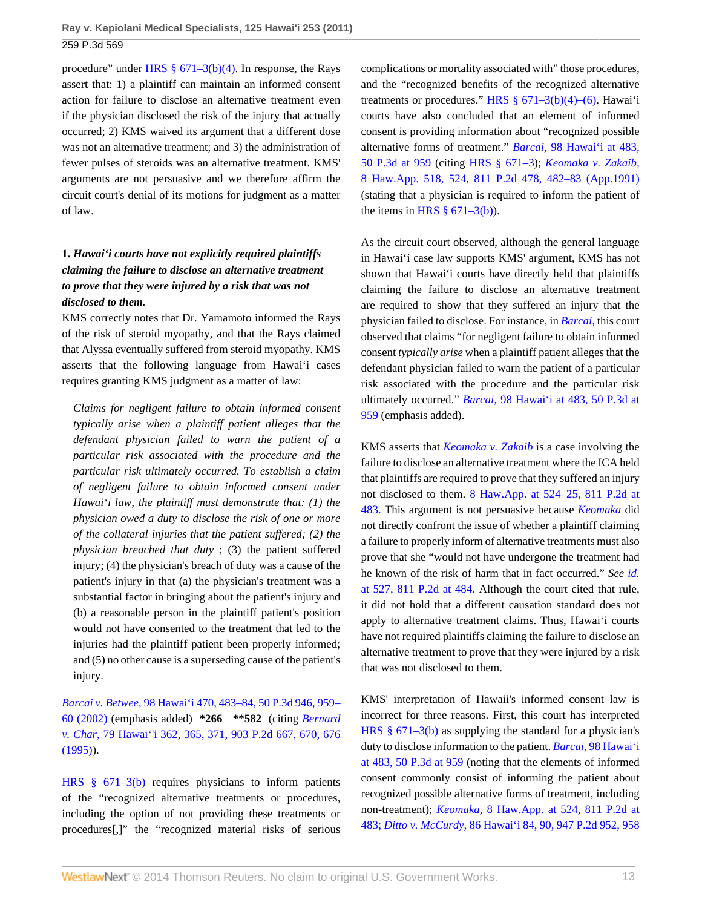procedure" under HRS § 671–3(b)(4). In response, the Rays assert that: 1) a plaintiff can maintain an informed consent action for failure to disclose an alternative treatment even if the physician disclosed the risk of the injury that actually occurred; 2) KMS waived its argument that a different dose was not an alternative treatment; and 3) the administration of fewer pulses of steroids was an alternative treatment. KMS' arguments are not persuasive and we therefore affirm the circuit court's denial of its motions for judgment as a matter of law.

**1. *Hawaiʻi courts have not explicitly required plaintiffs claiming the failure to disclose an alternative treatment to prove that they were injured by a risk that was not disclosed to them.***

KMS correctly notes that Dr. Yamamoto informed the Rays of the risk of steroid myopathy, and that the Rays claimed that Alyssa eventually suffered from steroid myopathy. KMS asserts that the following language from Hawaiʻi cases requires granting KMS judgment as a matter of law:

> *Claims for negligent failure to obtain informed consent typically arise when a plaintiff patient alleges that the defendant physician failed to warn the patient of a particular risk associated with the procedure and the particular risk ultimately occurred. To establish a claim of negligent failure to obtain informed consent under Hawaiʻi law, the plaintiff must demonstrate that: (1) the physician owed a duty to disclose the risk of one or more of the collateral injuries that the patient suffered; (2) the physician breached that duty* ; (3) the patient suffered injury; (4) the physician's breach of duty was a cause of the patient's injury in that (a) the physician's treatment was a substantial factor in bringing about the patient's injury and (b) a reasonable person in the plaintiff patient's position would not have consented to the treatment that led to the injuries had the plaintiff patient been properly informed; and (5) no other cause is a superseding cause of the patient's injury.

*Barcai v. Betwee,* 98 Hawaiʻi 470, 483–84, 50 P.3d 946, 959–60 (2002) (emphasis added) **\*266 \*\*582** (citing *Bernard v. Char,* 79 Hawaiʻi 362, 365, 371, 903 P.2d 667, 670, 676 (1995)).

HRS § 671–3(b) requires physicians to inform patients of the "recognized alternative treatments or procedures, including the option of not providing these treatments or procedures[,]" the "recognized material risks of serious complications or mortality associated with" those procedures, and the "recognized benefits of the recognized alternative treatments or procedures." HRS § 671–3(b)(4)–(6). Hawaiʻi courts have also concluded that an element of informed consent is providing information about "recognized possible alternative forms of treatment." *Barcai,* 98 Hawaiʻi at 483, 50 P.3d at 959 (citing HRS § 671–3); *Keomaka v. Zakaib,* 8 Haw.App. 518, 524, 811 P.2d 478, 482–83 (App.1991) (stating that a physician is required to inform the patient of the items in HRS § 671–3(b)).

As the circuit court observed, although the general language in Hawaiʻi case law supports KMS' argument, KMS has not shown that Hawaiʻi courts have directly held that plaintiffs claiming the failure to disclose an alternative treatment are required to show that they suffered an injury that the physician failed to disclose. For instance, in *Barcai,* this court observed that claims "for negligent failure to obtain informed consent *typically arise* when a plaintiff patient alleges that the defendant physician failed to warn the patient of a particular risk associated with the procedure and the particular risk ultimately occurred." *Barcai,* 98 Hawaiʻi at 483, 50 P.3d at 959 (emphasis added).

KMS asserts that *Keomaka v. Zakaib* is a case involving the failure to disclose an alternative treatment where the ICA held that plaintiffs are required to prove that they suffered an injury not disclosed to them. 8 Haw.App. at 524–25, 811 P.2d at 483. This argument is not persuasive because *Keomaka* did not directly confront the issue of whether a plaintiff claiming a failure to properly inform of alternative treatments must also prove that she "would not have undergone the treatment had he known of the risk of harm that in fact occurred." *See id.* at 527, 811 P.2d at 484. Although the court cited that rule, it did not hold that a different causation standard does not apply to alternative treatment claims. Thus, Hawaiʻi courts have not required plaintiffs claiming the failure to disclose an alternative treatment to prove that they were injured by a risk that was not disclosed to them.

KMS' interpretation of Hawaii's informed consent law is incorrect for three reasons. First, this court has interpreted HRS § 671–3(b) as supplying the standard for a physician's duty to disclose information to the patient. *Barcai,* 98 Hawaiʻi at 483, 50 P.3d at 959 (noting that the elements of informed consent commonly consist of informing the patient about recognized possible alternative forms of treatment, including non-treatment); *Keomaka,* 8 Haw.App. at 524, 811 P.2d at 483; *Ditto v. McCurdy,* 86 Hawaiʻi 84, 90, 947 P.2d 952, 958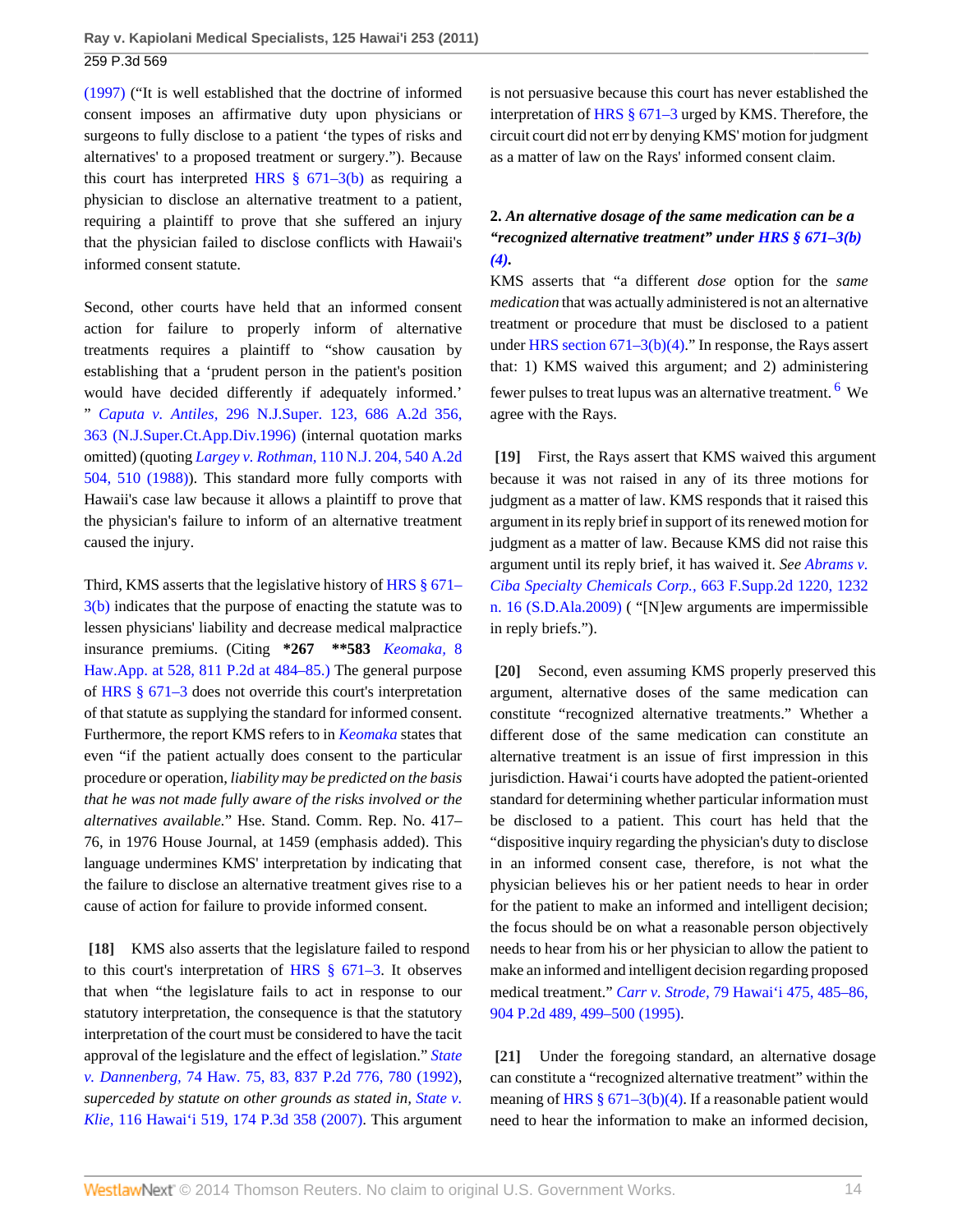(1997) ("It is well established that the doctrine of informed consent imposes an affirmative duty upon physicians or surgeons to fully disclose to a patient 'the types of risks and alternatives' to a proposed treatment or surgery."). Because this court has interpreted HRS § 671–3(b) as requiring a physician to disclose an alternative treatment to a patient, requiring a plaintiff to prove that she suffered an injury that the physician failed to disclose conflicts with Hawaii's informed consent statute.

Second, other courts have held that an informed consent action for failure to properly inform of alternative treatments requires a plaintiff to "show causation by establishing that a 'prudent person in the patient's position would have decided differently if adequately informed.' " *Caputa v. Antiles,* 296 N.J.Super. 123, 686 A.2d 356, 363 (N.J.Super.Ct.App.Div.1996) (internal quotation marks omitted) (quoting *Largey v. Rothman,* 110 N.J. 204, 540 A.2d 504, 510 (1988)). This standard more fully comports with Hawaii's case law because it allows a plaintiff to prove that the physician's failure to inform of an alternative treatment caused the injury.

Third, KMS asserts that the legislative history of HRS § 671–3(b) indicates that the purpose of enacting the statute was to lessen physicians' liability and decrease medical malpractice insurance premiums. (Citing **\*267 \*\*583** *Keomaka,* 8 Haw.App. at 528, 811 P.2d at 484–85.) The general purpose of HRS § 671–3 does not override this court's interpretation of that statute as supplying the standard for informed consent. Furthermore, the report KMS refers to in *Keomaka* states that even "if the patient actually does consent to the particular procedure or operation, *liability may be predicted on the basis that he was not made fully aware of the risks involved or the alternatives available.*" Hse. Stand. Comm. Rep. No. 417–76, in 1976 House Journal, at 1459 (emphasis added). This language undermines KMS' interpretation by indicating that the failure to disclose an alternative treatment gives rise to a cause of action for failure to provide informed consent.

**[18]** KMS also asserts that the legislature failed to respond to this court's interpretation of HRS § 671–3. It observes that when "the legislature fails to act in response to our statutory interpretation, the consequence is that the statutory interpretation of the court must be considered to have the tacit approval of the legislature and the effect of legislation." *State v. Dannenberg,* 74 Haw. 75, 83, 837 P.2d 776, 780 (1992), *superceded by statute on other grounds as stated in, State v. Klie,* 116 Hawai'i 519, 174 P.3d 358 (2007). This argument is not persuasive because this court has never established the interpretation of HRS § 671–3 urged by KMS. Therefore, the circuit court did not err by denying KMS' motion for judgment as a matter of law on the Rays' informed consent claim.

**2. *An alternative dosage of the same medication can be a "recognized alternative treatment" under HRS § 671–3(b)(4).***

KMS asserts that "a different *dose* option for the *same medication* that was actually administered is not an alternative treatment or procedure that must be disclosed to a patient under HRS section 671–3(b)(4)." In response, the Rays assert that: 1) KMS waived this argument; and 2) administering fewer pulses to treat lupus was an alternative treatment.[6] We agree with the Rays.

**[19]** First, the Rays assert that KMS waived this argument because it was not raised in any of its three motions for judgment as a matter of law. KMS responds that it raised this argument in its reply brief in support of its renewed motion for judgment as a matter of law. Because KMS did not raise this argument until its reply brief, it has waived it. *See Abrams v. Ciba Specialty Chemicals Corp.,* 663 F.Supp.2d 1220, 1232 n. 16 (S.D.Ala.2009) ( "[N]ew arguments are impermissible in reply briefs.").

**[20]** Second, even assuming KMS properly preserved this argument, alternative doses of the same medication can constitute "recognized alternative treatments." Whether a different dose of the same medication can constitute an alternative treatment is an issue of first impression in this jurisdiction. Hawai'i courts have adopted the patient-oriented standard for determining whether particular information must be disclosed to a patient. This court has held that the "dispositive inquiry regarding the physician's duty to disclose in an informed consent case, therefore, is not what the physician believes his or her patient needs to hear in order for the patient to make an informed and intelligent decision; the focus should be on what a reasonable person objectively needs to hear from his or her physician to allow the patient to make an informed and intelligent decision regarding proposed medical treatment." *Carr v. Strode,* 79 Hawai'i 475, 485–86, 904 P.2d 489, 499–500 (1995).

**[21]** Under the foregoing standard, an alternative dosage can constitute a "recognized alternative treatment" within the meaning of HRS § 671–3(b)(4). If a reasonable patient would need to hear the information to make an informed decision,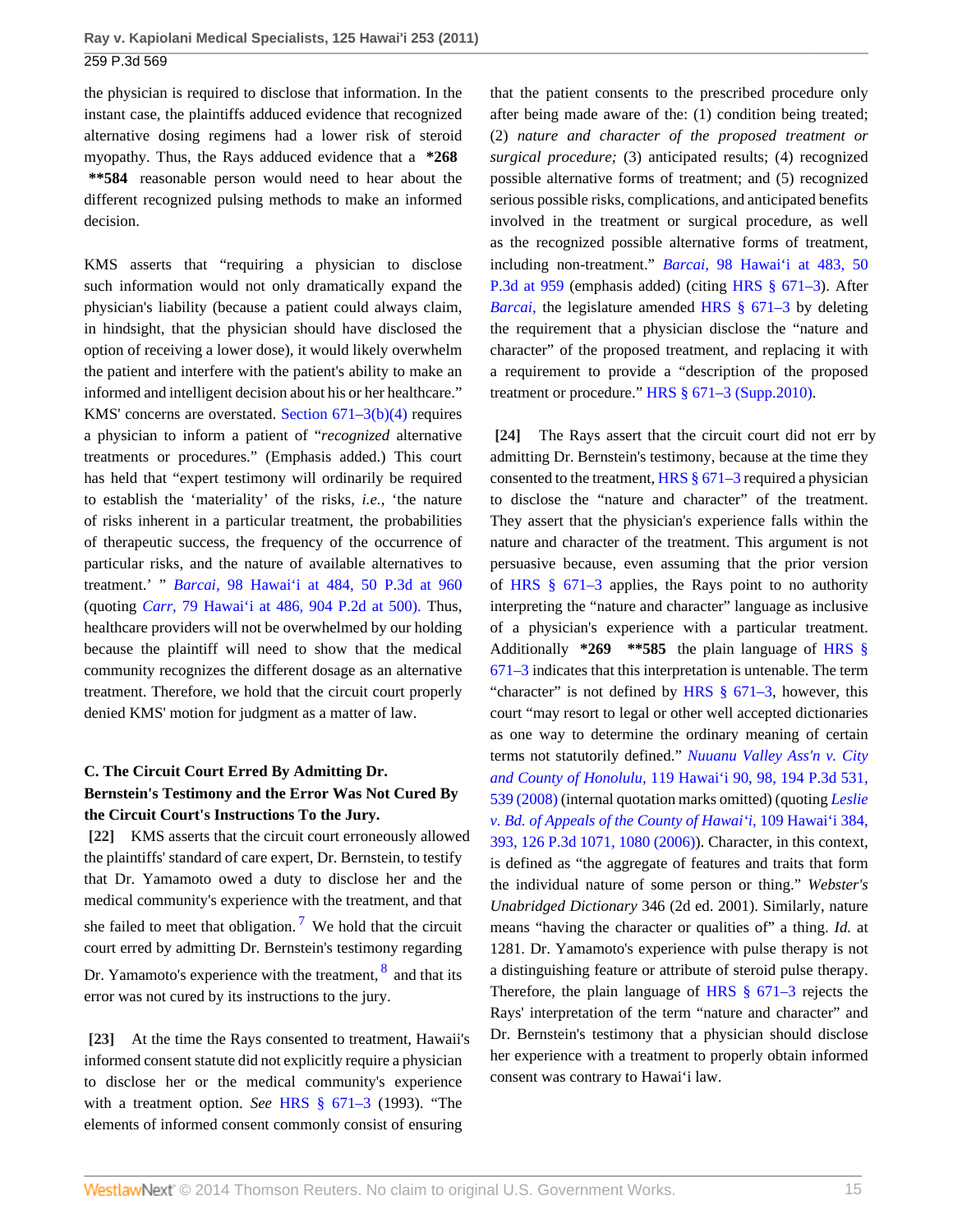the physician is required to disclose that information. In the instant case, the plaintiffs adduced evidence that recognized alternative dosing regimens had a lower risk of steroid myopathy. Thus, the Rays adduced evidence that a **\*268 \*\*584** reasonable person would need to hear about the different recognized pulsing methods to make an informed decision.

KMS asserts that "requiring a physician to disclose such information would not only dramatically expand the physician's liability (because a patient could always claim, in hindsight, that the physician should have disclosed the option of receiving a lower dose), it would likely overwhelm the patient and interfere with the patient's ability to make an informed and intelligent decision about his or her healthcare." KMS' concerns are overstated. Section 671–3(b)(4) requires a physician to inform a patient of "*recognized* alternative treatments or procedures." (Emphasis added.) This court has held that "expert testimony will ordinarily be required to establish the 'materiality' of the risks, *i.e.*, 'the nature of risks inherent in a particular treatment, the probabilities of therapeutic success, the frequency of the occurrence of particular risks, and the nature of available alternatives to treatment.' " *Barcai,* 98 Hawai'i at 484, 50 P.3d at 960 (quoting *Carr,* 79 Hawai'i at 486, 904 P.2d at 500). Thus, healthcare providers will not be overwhelmed by our holding because the plaintiff will need to show that the medical community recognizes the different dosage as an alternative treatment. Therefore, we hold that the circuit court properly denied KMS' motion for judgment as a matter of law.

### C. The Circuit Court Erred By Admitting Dr. Bernstein's Testimony and the Error Was Not Cured By the Circuit Court's Instructions To the Jury.

**[22]** KMS asserts that the circuit court erroneously allowed the plaintiffs' standard of care expert, Dr. Bernstein, to testify that Dr. Yamamoto owed a duty to disclose her and the medical community's experience with the treatment, and that she failed to meet that obligation.[7] We hold that the circuit court erred by admitting Dr. Bernstein's testimony regarding Dr. Yamamoto's experience with the treatment,[8] and that its error was not cured by its instructions to the jury.

**[23]** At the time the Rays consented to treatment, Hawaii's informed consent statute did not explicitly require a physician to disclose her or the medical community's experience with a treatment option. *See* HRS § 671–3 (1993). "The elements of informed consent commonly consist of ensuring that the patient consents to the prescribed procedure only after being made aware of the: (1) condition being treated; (2) *nature and character of the proposed treatment or surgical procedure;* (3) anticipated results; (4) recognized possible alternative forms of treatment; and (5) recognized serious possible risks, complications, and anticipated benefits involved in the treatment or surgical procedure, as well as the recognized possible alternative forms of treatment, including non-treatment." *Barcai,* 98 Hawai'i at 483, 50 P.3d at 959 (emphasis added) (citing HRS § 671–3). After *Barcai,* the legislature amended HRS § 671–3 by deleting the requirement that a physician disclose the "nature and character" of the proposed treatment, and replacing it with a requirement to provide a "description of the proposed treatment or procedure." HRS § 671–3 (Supp.2010).

**[24]** The Rays assert that the circuit court did not err by admitting Dr. Bernstein's testimony, because at the time they consented to the treatment, HRS § 671–3 required a physician to disclose the "nature and character" of the treatment. They assert that the physician's experience falls within the nature and character of the treatment. This argument is not persuasive because, even assuming that the prior version of HRS § 671–3 applies, the Rays point to no authority interpreting the "nature and character" language as inclusive of a physician's experience with a particular treatment. Additionally **\*269 \*\*585** the plain language of HRS § 671–3 indicates that this interpretation is untenable. The term "character" is not defined by HRS § 671–3, however, this court "may resort to legal or other well accepted dictionaries as one way to determine the ordinary meaning of certain terms not statutorily defined." *Nuuanu Valley Ass'n v. City and County of Honolulu,* 119 Hawai'i 90, 98, 194 P.3d 531, 539 (2008) (internal quotation marks omitted) (quoting *Leslie v. Bd. of Appeals of the County of Hawai'i,* 109 Hawai'i 384, 393, 126 P.3d 1071, 1080 (2006)). Character, in this context, is defined as "the aggregate of features and traits that form the individual nature of some person or thing." *Webster's Unabridged Dictionary* 346 (2d ed. 2001). Similarly, nature means "having the character or qualities of" a thing. *Id.* at 1281. Dr. Yamamoto's experience with pulse therapy is not a distinguishing feature or attribute of steroid pulse therapy. Therefore, the plain language of HRS § 671–3 rejects the Rays' interpretation of the term "nature and character" and Dr. Bernstein's testimony that a physician should disclose her experience with a treatment to properly obtain informed consent was contrary to Hawai'i law.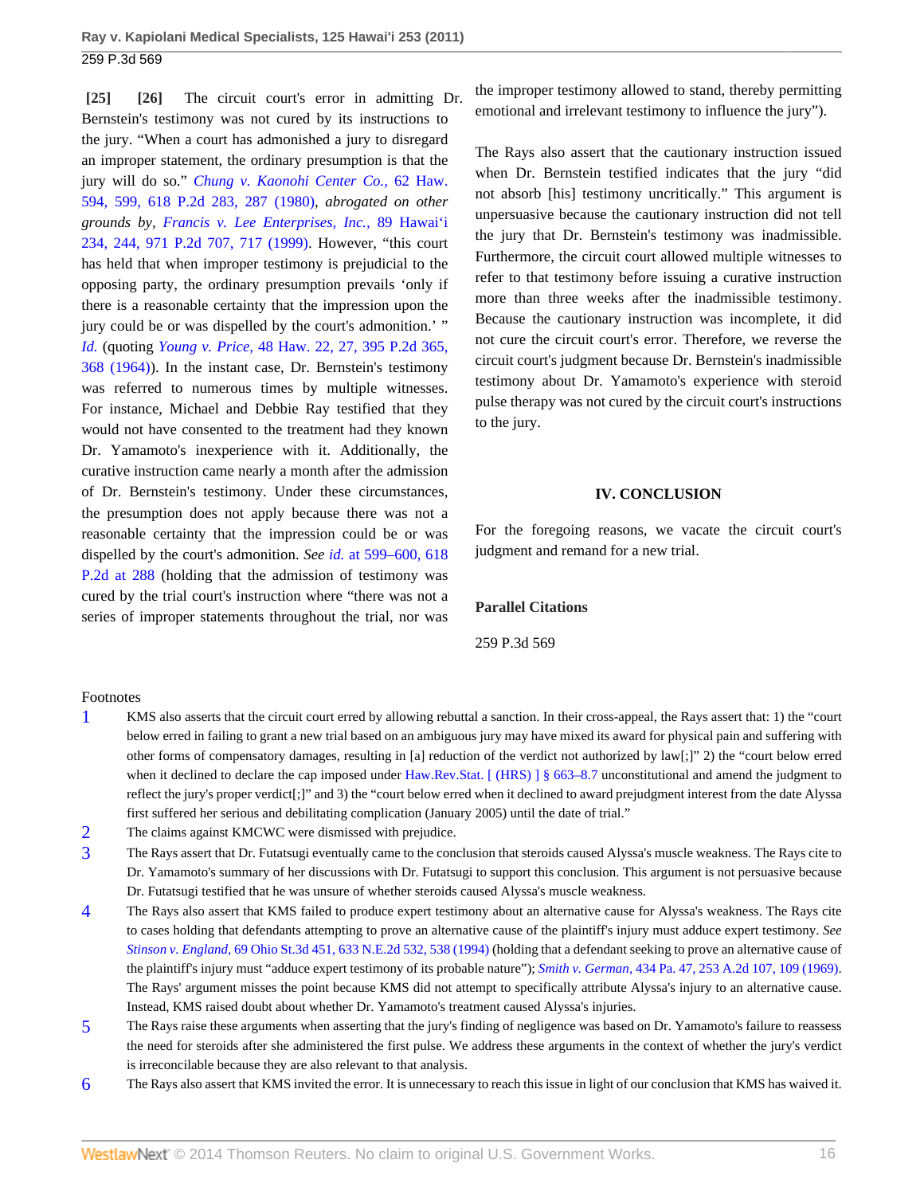**[25] [26]** The circuit court's error in admitting Dr. Bernstein's testimony was not cured by its instructions to the jury. "When a court has admonished a jury to disregard an improper statement, the ordinary presumption is that the jury will do so." *Chung v. Kaonohi Center Co.,* 62 Haw. 594, 599, 618 P.2d 283, 287 (1980), *abrogated on other grounds by*, *Francis v. Lee Enterprises, Inc.,* 89 Hawai'i 234, 244, 971 P.2d 707, 717 (1999). However, "this court has held that when improper testimony is prejudicial to the opposing party, the ordinary presumption prevails 'only if there is a reasonable certainty that the impression upon the jury could be or was dispelled by the court's admonition.' " *Id.* (quoting *Young v. Price,* 48 Haw. 22, 27, 395 P.2d 365, 368 (1964)). In the instant case, Dr. Bernstein's testimony was referred to numerous times by multiple witnesses. For instance, Michael and Debbie Ray testified that they would not have consented to the treatment had they known Dr. Yamamoto's inexperience with it. Additionally, the curative instruction came nearly a month after the admission of Dr. Bernstein's testimony. Under these circumstances, the presumption does not apply because there was not a reasonable certainty that the impression could be or was dispelled by the court's admonition. *See id.* at 599–600, 618 P.2d at 288 (holding that the admission of testimony was cured by the trial court's instruction where "there was not a series of improper statements throughout the trial, nor was the improper testimony allowed to stand, thereby permitting emotional and irrelevant testimony to influence the jury").

The Rays also assert that the cautionary instruction issued when Dr. Bernstein testified indicates that the jury "did not absorb [his] testimony uncritically." This argument is unpersuasive because the cautionary instruction did not tell the jury that Dr. Bernstein's testimony was inadmissible. Furthermore, the circuit court allowed multiple witnesses to refer to that testimony before issuing a curative instruction more than three weeks after the inadmissible testimony. Because the cautionary instruction was incomplete, it did not cure the circuit court's error. Therefore, we reverse the circuit court's judgment because Dr. Bernstein's inadmissible testimony about Dr. Yamamoto's experience with steroid pulse therapy was not cured by the circuit court's instructions to the jury.

## IV. CONCLUSION

For the foregoing reasons, we vacate the circuit court's judgment and remand for a new trial.

**Parallel Citations**

259 P.3d 569

Footnotes

1. KMS also asserts that the circuit court erred by allowing rebuttal a sanction. In their cross-appeal, the Rays assert that: 1) the "court below erred in failing to grant a new trial based on an ambiguous jury may have mixed its award for physical pain and suffering with other forms of compensatory damages, resulting in [a] reduction of the verdict not authorized by law[;]" 2) the "court below erred when it declined to declare the cap imposed under Haw.Rev.Stat. [ (HRS) ] § 663–8.7 unconstitutional and amend the judgment to reflect the jury's proper verdict[;]" and 3) the "court below erred when it declined to award prejudgment interest from the date Alyssa first suffered her serious and debilitating complication (January 2005) until the date of trial."
2. The claims against KMCWC were dismissed with prejudice.
3. The Rays assert that Dr. Futatsugi eventually came to the conclusion that steroids caused Alyssa's muscle weakness. The Rays cite to Dr. Yamamoto's summary of her discussions with Dr. Futatsugi to support this conclusion. This argument is not persuasive because Dr. Futatsugi testified that he was unsure of whether steroids caused Alyssa's muscle weakness.
4. The Rays also assert that KMS failed to produce expert testimony about an alternative cause for Alyssa's weakness. The Rays cite to cases holding that defendants attempting to prove an alternative cause of the plaintiff's injury must adduce expert testimony. *See* *Stinson v. England,* 69 Ohio St.3d 451, 633 N.E.2d 532, 538 (1994) (holding that a defendant seeking to prove an alternative cause of the plaintiff's injury must "adduce expert testimony of its probable nature"); *Smith v. German,* 434 Pa. 47, 253 A.2d 107, 109 (1969). The Rays' argument misses the point because KMS did not attempt to specifically attribute Alyssa's injury to an alternative cause. Instead, KMS raised doubt about whether Dr. Yamamoto's treatment caused Alyssa's injuries.
5. The Rays raise these arguments when asserting that the jury's finding of negligence was based on Dr. Yamamoto's failure to reassess the need for steroids after she administered the first pulse. We address these arguments in the context of whether the jury's verdict is irreconcilable because they are also relevant to that analysis.
6. The Rays also assert that KMS invited the error. It is unnecessary to reach this issue in light of our conclusion that KMS has waived it.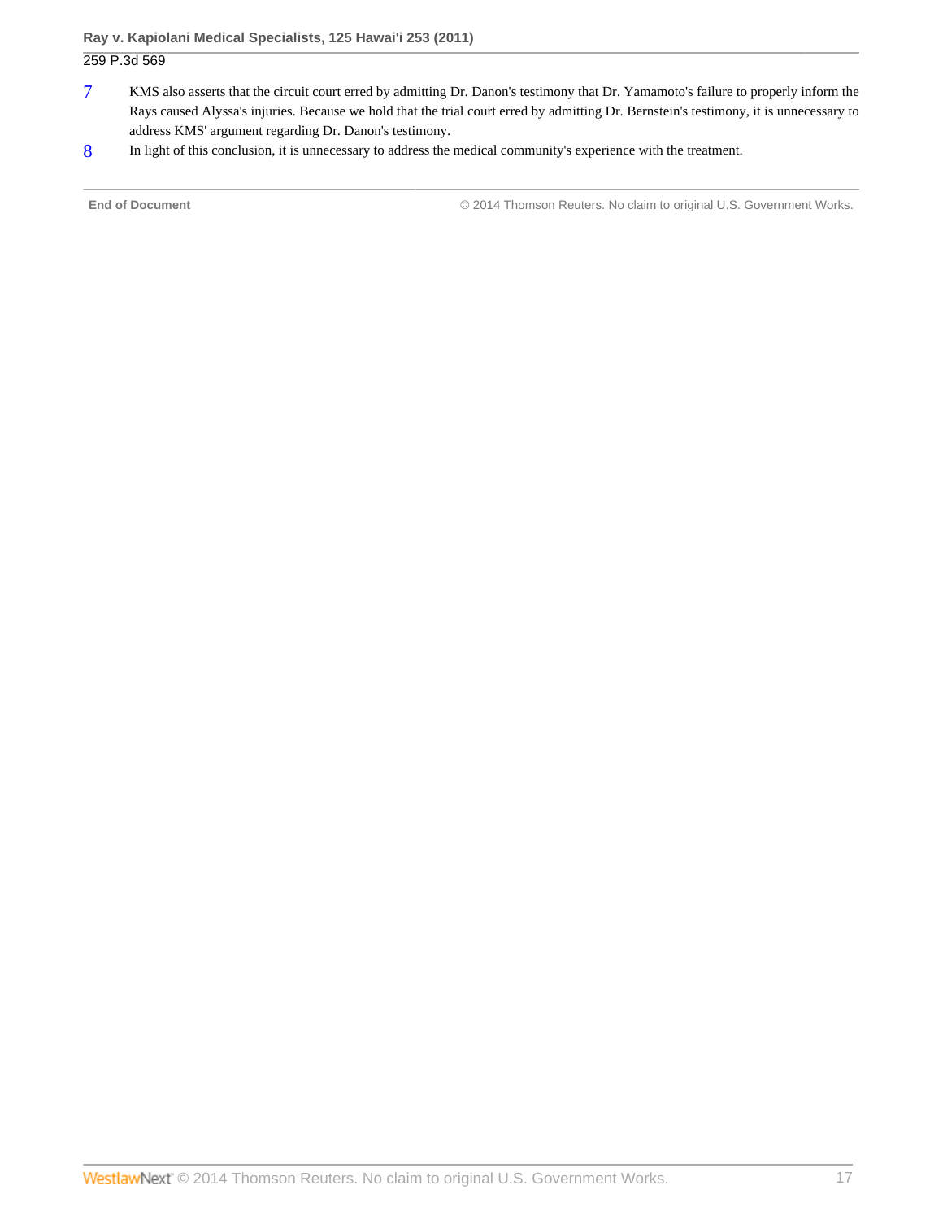7 KMS also asserts that the circuit court erred by admitting Dr. Danon's testimony that Dr. Yamamoto's failure to properly inform the Rays caused Alyssa's injuries. Because we hold that the trial court erred by admitting Dr. Bernstein's testimony, it is unnecessary to address KMS' argument regarding Dr. Danon's testimony.

8 In light of this conclusion, it is unnecessary to address the medical community's experience with the treatment.

**End of Document** © 2014 Thomson Reuters. No claim to original U.S. Government Works.